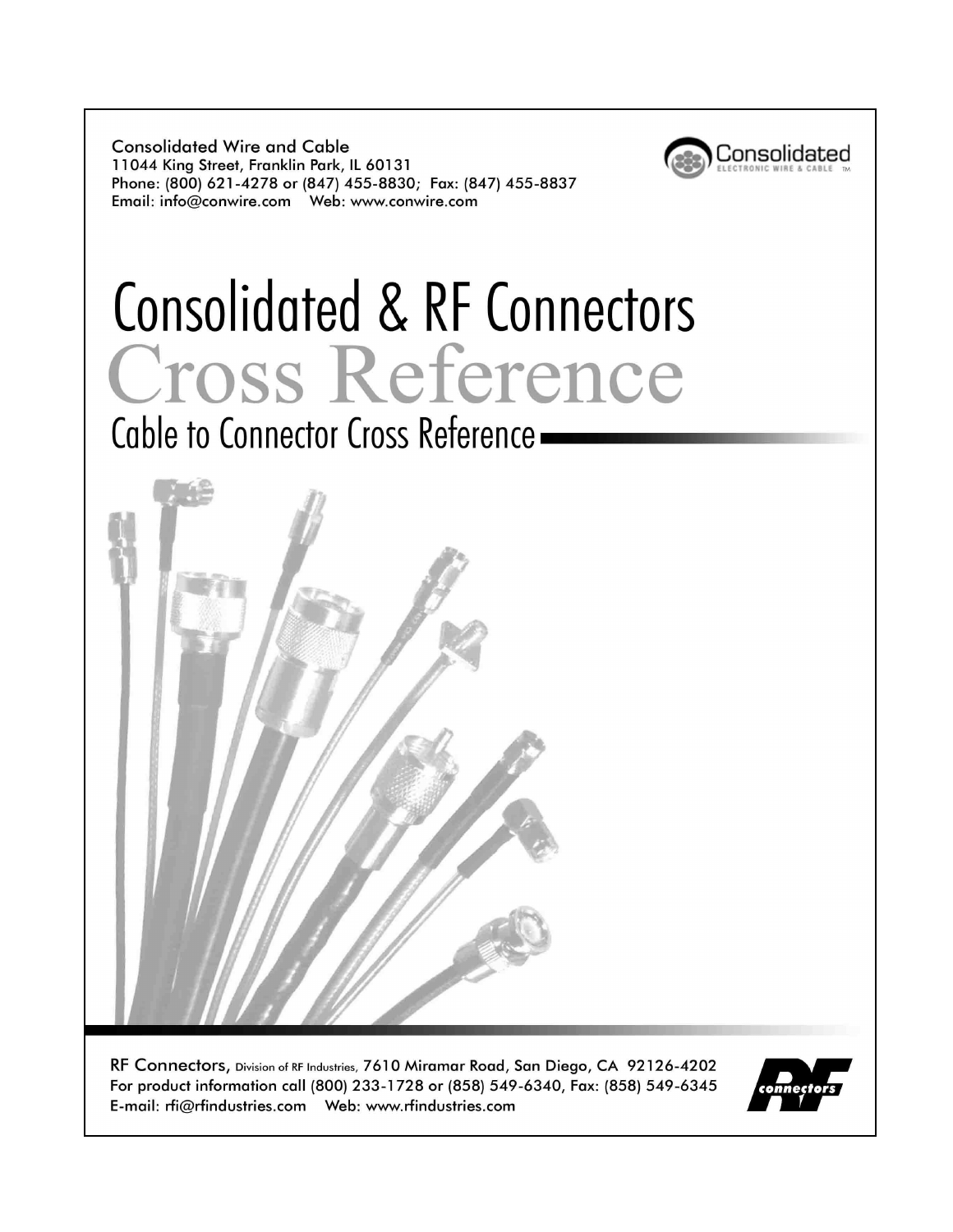Consolidated Wire and Cable
11044 King Street, Franklin Park, IL 60131
Phone: (800) 621-4278 or (847) 455-8830; Fax: (847) 455-8837
Email: info@conwire.com Web: www.conwire.com

Consolidated ELECTRONIC WIRE & CABLE

# Consolidated & RF Connectors

# Cross Reference

## Cable to Connector Cross Reference

RF Connectors, Division of RF Industries, 7610 Miramar Road, San Diego, CA 92126-4202
For product information call (800) 233-1728 or (858) 549-6340, Fax: (858) 549-6345
E-mail: rfi@rfindustries.com Web: www.rfindustries.com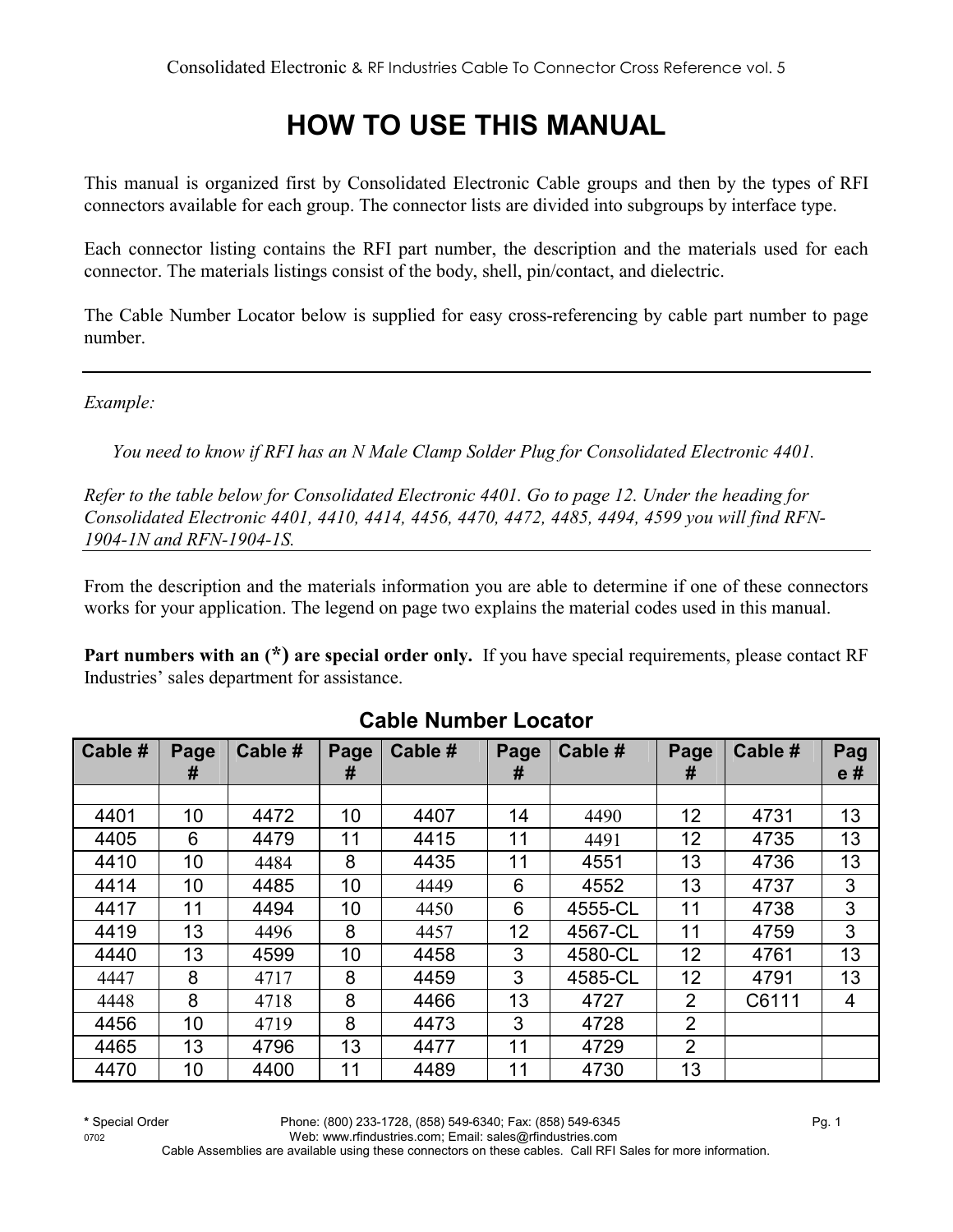# HOW TO USE THIS MANUAL

This manual is organized first by Consolidated Electronic Cable groups and then by the types of RFI connectors available for each group. The connector lists are divided into subgroups by interface type.

Each connector listing contains the RFI part number, the description and the materials used for each connector. The materials listings consist of the body, shell, pin/contact, and dielectric.

The Cable Number Locator below is supplied for easy cross-referencing by cable part number to page number.

---

*Example:*

*You need to know if RFI has an N Male Clamp Solder Plug for Consolidated Electronic 4401.*

*Refer to the table below for Consolidated Electronic 4401. Go to page 12. Under the heading for Consolidated Electronic 4401, 4410, 4414, 4456, 4470, 4472, 4485, 4494, 4599 you will find RFN-1904-1N and RFN-1904-1S.*

---

From the description and the materials information you are able to determine if one of these connectors works for your application. The legend on page two explains the material codes used in this manual.

**Part numbers with an (*) are special order only.** If you have special requirements, please contact RF Industries' sales department for assistance.

## Cable Number Locator

| Cable # | Page # | Cable # | Page # | Cable # | Page # | Cable # | Page # | Cable # | Page # |
|---|---|---|---|---|---|---|---|---|---|
| | | | | | | | | | |
| 4401 | 10 | 4472 | 10 | 4407 | 14 | 4490 | 12 | 4731 | 13 |
| 4405 | 6 | 4479 | 11 | 4415 | 11 | 4491 | 12 | 4735 | 13 |
| 4410 | 10 | 4484 | 8 | 4435 | 11 | 4551 | 13 | 4736 | 13 |
| 4414 | 10 | 4485 | 10 | 4449 | 6 | 4552 | 13 | 4737 | 3 |
| 4417 | 11 | 4494 | 10 | 4450 | 6 | 4555-CL | 11 | 4738 | 3 |
| 4419 | 13 | 4496 | 8 | 4457 | 12 | 4567-CL | 11 | 4759 | 3 |
| 4440 | 13 | 4599 | 10 | 4458 | 3 | 4580-CL | 12 | 4761 | 13 |
| 4447 | 8 | 4717 | 8 | 4459 | 3 | 4585-CL | 12 | 4791 | 13 |
| 4448 | 8 | 4718 | 8 | 4466 | 13 | 4727 | 2 | C6111 | 4 |
| 4456 | 10 | 4719 | 8 | 4473 | 3 | 4728 | 2 | | |
| 4465 | 13 | 4796 | 13 | 4477 | 11 | 4729 | 2 | | |
| 4470 | 10 | 4400 | 11 | 4489 | 11 | 4730 | 13 | | |

**\*** Special Order

Cable Assemblies are available using these connectors on these cables. Call RFI Sales for more information.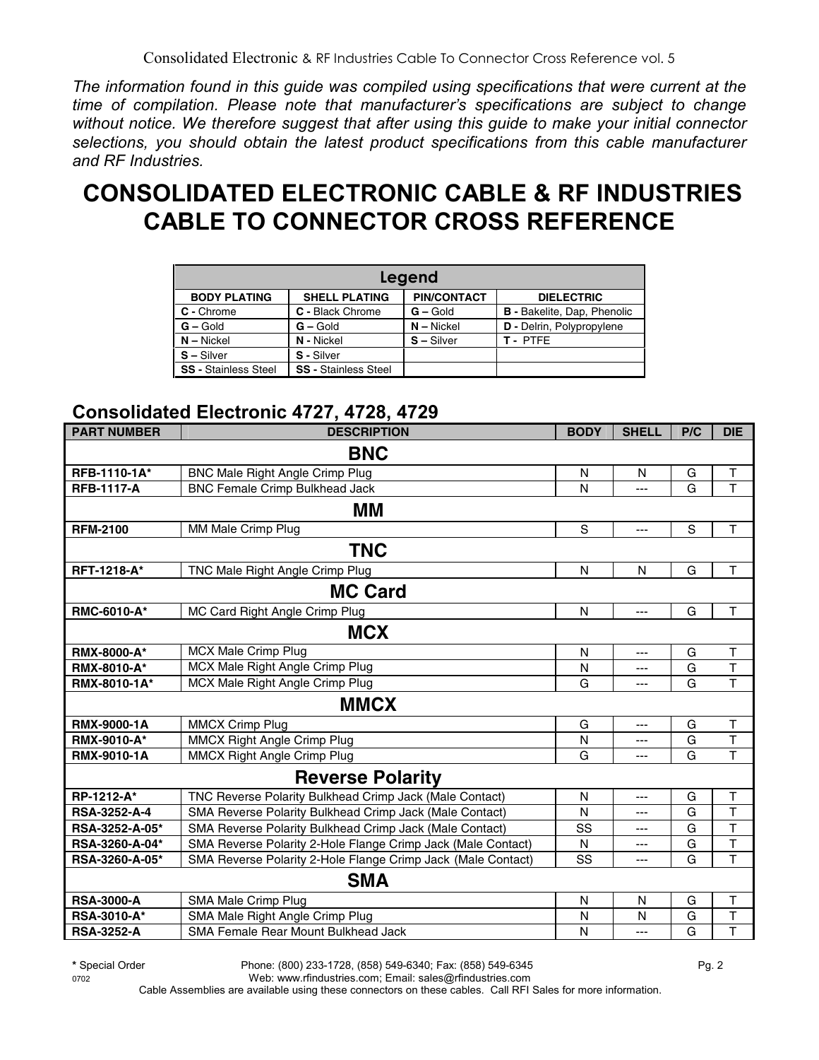*The information found in this guide was compiled using specifications that were current at the time of compilation. Please note that manufacturer's specifications are subject to change without notice. We therefore suggest that after using this guide to make your initial connector selections, you should obtain the latest product specifications from this cable manufacturer and RF Industries.*

# CONSOLIDATED ELECTRONIC CABLE & RF INDUSTRIES CABLE TO CONNECTOR CROSS REFERENCE

| Legend | | | |
|---|---|---|---|
| **BODY PLATING** | **SHELL PLATING** | **PIN/CONTACT** | **DIELECTRIC** |
| **C -** Chrome | **C -** Black Chrome | **G –** Gold | **B -** Bakelite, Dap, Phenolic |
| **G –** Gold | **G –** Gold | **N –** Nickel | **D -** Delrin, Polypropylene |
| **N –** Nickel | **N -** Nickel | **S –** Silver | **T -** PTFE |
| **S –** Silver | **S -** Silver | | |
| **SS -** Stainless Steel | **SS -** Stainless Steel | | |

## Consolidated Electronic 4727, 4728, 4729

| PART NUMBER | DESCRIPTION | BODY | SHELL | P/C | DIE |
|---|---|---|---|---|---|
| | **BNC** | | | | |
| **RFB-1110-1A*** | BNC Male Right Angle Crimp Plug | N | N | G | T |
| **RFB-1117-A** | BNC Female Crimp Bulkhead Jack | N | --- | G | T |
| | **MM** | | | | |
| **RFM-2100** | MM Male Crimp Plug | S | --- | S | T |
| | **TNC** | | | | |
| **RFT-1218-A*** | TNC Male Right Angle Crimp Plug | N | N | G | T |
| | **MC Card** | | | | |
| **RMC-6010-A*** | MC Card Right Angle Crimp Plug | N | --- | G | T |
| | **MCX** | | | | |
| **RMX-8000-A*** | MCX Male Crimp Plug | N | --- | G | T |
| **RMX-8010-A*** | MCX Male Right Angle Crimp Plug | N | --- | G | T |
| **RMX-8010-1A*** | MCX Male Right Angle Crimp Plug | G | --- | G | T |
| | **MMCX** | | | | |
| **RMX-9000-1A** | MMCX Crimp Plug | G | --- | G | T |
| **RMX-9010-A*** | MMCX Right Angle Crimp Plug | N | --- | G | T |
| **RMX-9010-1A** | MMCX Right Angle Crimp Plug | G | --- | G | T |
| | **Reverse Polarity** | | | | |
| **RP-1212-A*** | TNC Reverse Polarity Bulkhead Crimp Jack (Male Contact) | N | --- | G | T |
| **RSA-3252-A-4** | SMA Reverse Polarity Bulkhead Crimp Jack (Male Contact) | N | --- | G | T |
| **RSA-3252-A-05*** | SMA Reverse Polarity Bulkhead Crimp Jack (Male Contact) | SS | --- | G | T |
| **RSA-3260-A-04*** | SMA Reverse Polarity 2-Hole Flange Crimp Jack (Male Contact) | N | --- | G | T |
| **RSA-3260-A-05*** | SMA Reverse Polarity 2-Hole Flange Crimp Jack (Male Contact) | SS | --- | G | T |
| | **SMA** | | | | |
| **RSA-3000-A** | SMA Male Crimp Plug | N | N | G | T |
| **RSA-3010-A*** | SMA Male Right Angle Crimp Plug | N | N | G | T |
| **RSA-3252-A** | SMA Female Rear Mount Bulkhead Jack | N | --- | G | T |

**\*** Special Order Phone: (800) 233-1728, (858) 549-6340; Fax: (858) 549-6345

Web: www.rfindustries.com; Email: sales@rfindustries.com

Cable Assemblies are available using these connectors on these cables. Call RFI Sales for more information.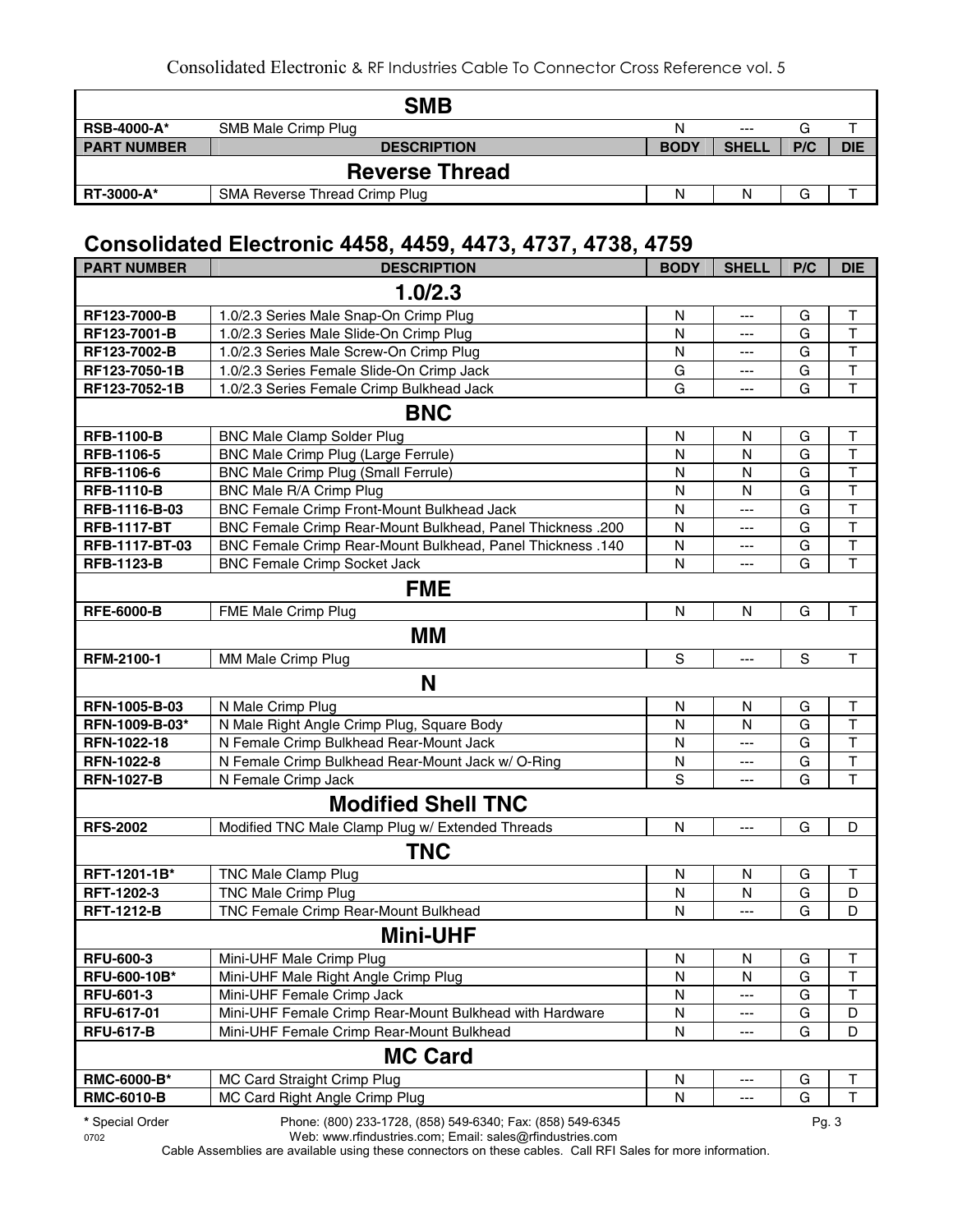| SMB | | | | | |
|---|---|---|---|---|---|
| **RSB-4000-A*** | SMB Male Crimp Plug | N | --- | G | T |
| **PART NUMBER** | **DESCRIPTION** | **BODY** | **SHELL** | **P/C** | **DIE** |
| **Reverse Thread** | | | | | |
| **RT-3000-A*** | SMA Reverse Thread Crimp Plug | N | N | G | T |

## Consolidated Electronic 4458, 4459, 4473, 4737, 4738, 4759

| PART NUMBER | DESCRIPTION | BODY | SHELL | P/C | DIE |
|---|---|---|---|---|---|
| **1.0/2.3** | | | | | |
| **RF123-7000-B** | 1.0/2.3 Series Male Snap-On Crimp Plug | N | --- | G | T |
| **RF123-7001-B** | 1.0/2.3 Series Male Slide-On Crimp Plug | N | --- | G | T |
| **RF123-7002-B** | 1.0/2.3 Series Male Screw-On Crimp Plug | N | --- | G | T |
| **RF123-7050-1B** | 1.0/2.3 Series Female Slide-On Crimp Jack | G | --- | G | T |
| **RF123-7052-1B** | 1.0/2.3 Series Female Crimp Bulkhead Jack | G | --- | G | T |
| **BNC** | | | | | |
| **RFB-1100-B** | BNC Male Clamp Solder Plug | N | N | G | T |
| **RFB-1106-5** | BNC Male Crimp Plug (Large Ferrule) | N | N | G | T |
| **RFB-1106-6** | BNC Male Crimp Plug (Small Ferrule) | N | N | G | T |
| **RFB-1110-B** | BNC Male R/A Crimp Plug | N | N | G | T |
| **RFB-1116-B-03** | BNC Female Crimp Front-Mount Bulkhead Jack | N | --- | G | T |
| **RFB-1117-BT** | BNC Female Crimp Rear-Mount Bulkhead, Panel Thickness .200 | N | --- | G | T |
| **RFB-1117-BT-03** | BNC Female Crimp Rear-Mount Bulkhead, Panel Thickness .140 | N | --- | G | T |
| **RFB-1123-B** | BNC Female Crimp Socket Jack | N | --- | G | T |
| **FME** | | | | | |
| **RFE-6000-B** | FME Male Crimp Plug | N | N | G | T |
| **MM** | | | | | |
| **RFM-2100-1** | MM Male Crimp Plug | S | --- | S | T |
| **N** | | | | | |
| **RFN-1005-B-03** | N Male Crimp Plug | N | N | G | T |
| **RFN-1009-B-03*** | N Male Right Angle Crimp Plug, Square Body | N | N | G | T |
| **RFN-1022-18** | N Female Crimp Bulkhead Rear-Mount Jack | N | --- | G | T |
| **RFN-1022-8** | N Female Crimp Bulkhead Rear-Mount Jack w/ O-Ring | N | --- | G | T |
| **RFN-1027-B** | N Female Crimp Jack | S | --- | G | T |
| **Modified Shell TNC** | | | | | |
| **RFS-2002** | Modified TNC Male Clamp Plug w/ Extended Threads | N | --- | G | D |
| **TNC** | | | | | |
| **RFT-1201-1B*** | TNC Male Clamp Plug | N | N | G | T |
| **RFT-1202-3** | TNC Male Crimp Plug | N | N | G | D |
| **RFT-1212-B** | TNC Female Crimp Rear-Mount Bulkhead | N | --- | G | D |
| **Mini-UHF** | | | | | |
| **RFU-600-3** | Mini-UHF Male Crimp Plug | N | N | G | T |
| **RFU-600-10B*** | Mini-UHF Male Right Angle Crimp Plug | N | N | G | T |
| **RFU-601-3** | Mini-UHF Female Crimp Jack | N | --- | G | T |
| **RFU-617-01** | Mini-UHF Female Crimp Rear-Mount Bulkhead with Hardware | N | --- | G | D |
| **RFU-617-B** | Mini-UHF Female Crimp Rear-Mount Bulkhead | N | --- | G | D |
| **MC Card** | | | | | |
| **RMC-6000-B*** | MC Card Straight Crimp Plug | N | --- | G | T |
| **RMC-6010-B** | MC Card Right Angle Crimp Plug | N | --- | G | T |

**\*** Special Order

Phone: (800) 233-1728, (858) 549-6340; Fax: (858) 549-6345
Web: www.rfindustries.com; Email: sales@rfindustries.com

Cable Assemblies are available using these connectors on these cables. Call RFI Sales for more information.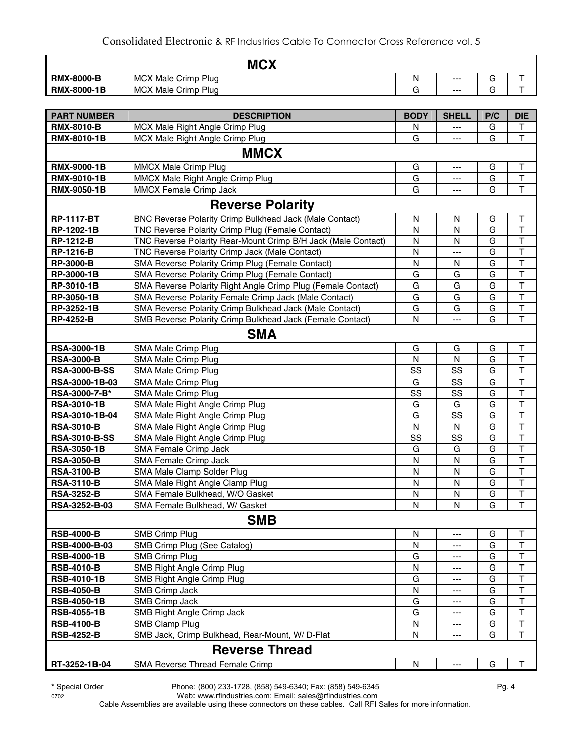| MCX | | | | | |
|---|---|---|---|---|---|
| **RMX-8000-B** | MCX Male Crimp Plug | N | --- | G | T |
| **RMX-8000-1B** | MCX Male Crimp Plug | G | --- | G | T |

| PART NUMBER | DESCRIPTION | BODY | SHELL | P/C | DIE |
|---|---|---|---|---|---|
| **RMX-8010-B** | MCX Male Right Angle Crimp Plug | N | --- | G | T |
| **RMX-8010-1B** | MCX Male Right Angle Crimp Plug | G | --- | G | T |
| | **MMCX** | | | | |
| **RMX-9000-1B** | MMCX Male Crimp Plug | G | --- | G | T |
| **RMX-9010-1B** | MMCX Male Right Angle Crimp Plug | G | --- | G | T |
| **RMX-9050-1B** | MMCX Female Crimp Jack | G | --- | G | T |
| | **Reverse Polarity** | | | | |
| **RP-1117-BT** | BNC Reverse Polarity Crimp Bulkhead Jack (Male Contact) | N | N | G | T |
| **RP-1202-1B** | TNC Reverse Polarity Crimp Plug (Female Contact) | N | N | G | T |
| **RP-1212-B** | TNC Reverse Polarity Rear-Mount Crimp B/H Jack (Male Contact) | N | N | G | T |
| **RP-1216-B** | TNC Reverse Polarity Crimp Jack (Male Contact) | N | --- | G | T |
| **RP-3000-B** | SMA Reverse Polarity Crimp Plug (Female Contact) | N | N | G | T |
| **RP-3000-1B** | SMA Reverse Polarity Crimp Plug (Female Contact) | G | G | G | T |
| **RP-3010-1B** | SMA Reverse Polarity Right Angle Crimp Plug (Female Contact) | G | G | G | T |
| **RP-3050-1B** | SMA Reverse Polarity Female Crimp Jack (Male Contact) | G | G | G | T |
| **RP-3252-1B** | SMA Reverse Polarity Crimp Bulkhead Jack (Male Contact) | G | G | G | T |
| **RP-4252-B** | SMB Reverse Polarity Crimp Bulkhead Jack (Female Contact) | N | --- | G | T |
| | **SMA** | | | | |
| **RSA-3000-1B** | SMA Male Crimp Plug | G | G | G | T |
| **RSA-3000-B** | SMA Male Crimp Plug | N | N | G | T |
| **RSA-3000-B-SS** | SMA Male Crimp Plug | SS | SS | G | T |
| RSA-3000-1B-03 | SMA Male Crimp Plug | G | SS | G | T |
| RSA-3000-7-B* | SMA Male Crimp Plug | SS | SS | G | T |
| **RSA-3010-1B** | SMA Male Right Angle Crimp Plug | G | G | G | T |
| RSA-3010-1B-04 | SMA Male Right Angle Crimp Plug | G | SS | G | T |
| **RSA-3010-B** | SMA Male Right Angle Crimp Plug | N | N | G | T |
| **RSA-3010-B-SS** | SMA Male Right Angle Crimp Plug | SS | SS | G | T |
| **RSA-3050-1B** | SMA Female Crimp Jack | G | G | G | T |
| **RSA-3050-B** | SMA Female Crimp Jack | N | N | G | T |
| **RSA-3100-B** | SMA Male Clamp Solder Plug | N | N | G | T |
| **RSA-3110-B** | SMA Male Right Angle Clamp Plug | N | N | G | T |
| **RSA-3252-B** | SMA Female Bulkhead, W/O Gasket | N | N | G | T |
| RSA-3252-B-03 | SMA Female Bulkhead, W/ Gasket | N | N | G | T |
| | **SMB** | | | | |
| **RSB-4000-B** | SMB Crimp Plug | N | --- | G | T |
| RSB-4000-B-03 | SMB Crimp Plug (See Catalog) | N | --- | G | T |
| **RSB-4000-1B** | SMB Crimp Plug | G | --- | G | T |
| **RSB-4010-B** | SMB Right Angle Crimp Plug | N | --- | G | T |
| **RSB-4010-1B** | SMB Right Angle Crimp Plug | G | --- | G | T |
| **RSB-4050-B** | SMB Crimp Jack | N | --- | G | T |
| **RSB-4050-1B** | SMB Crimp Jack | G | --- | G | T |
| **RSB-4055-1B** | SMB Right Angle Crimp Jack | G | --- | G | T |
| **RSB-4100-B** | SMB Clamp Plug | N | --- | G | T |
| **RSB-4252-B** | SMB Jack, Crimp Bulkhead, Rear-Mount, W/ D-Flat | N | --- | G | T |
| | **Reverse Thread** | | | | |
| RT-3252-1B-04 | SMA Reverse Thread Female Crimp | N | --- | G | T |

**\*** Special Order  Phone: (800) 233-1728, (858) 549-6340; Fax: (858) 549-6345

0702  Web: www.rfindustries.com; Email: sales@rfindustries.com

Cable Assemblies are available using these connectors on these cables. Call RFI Sales for more information.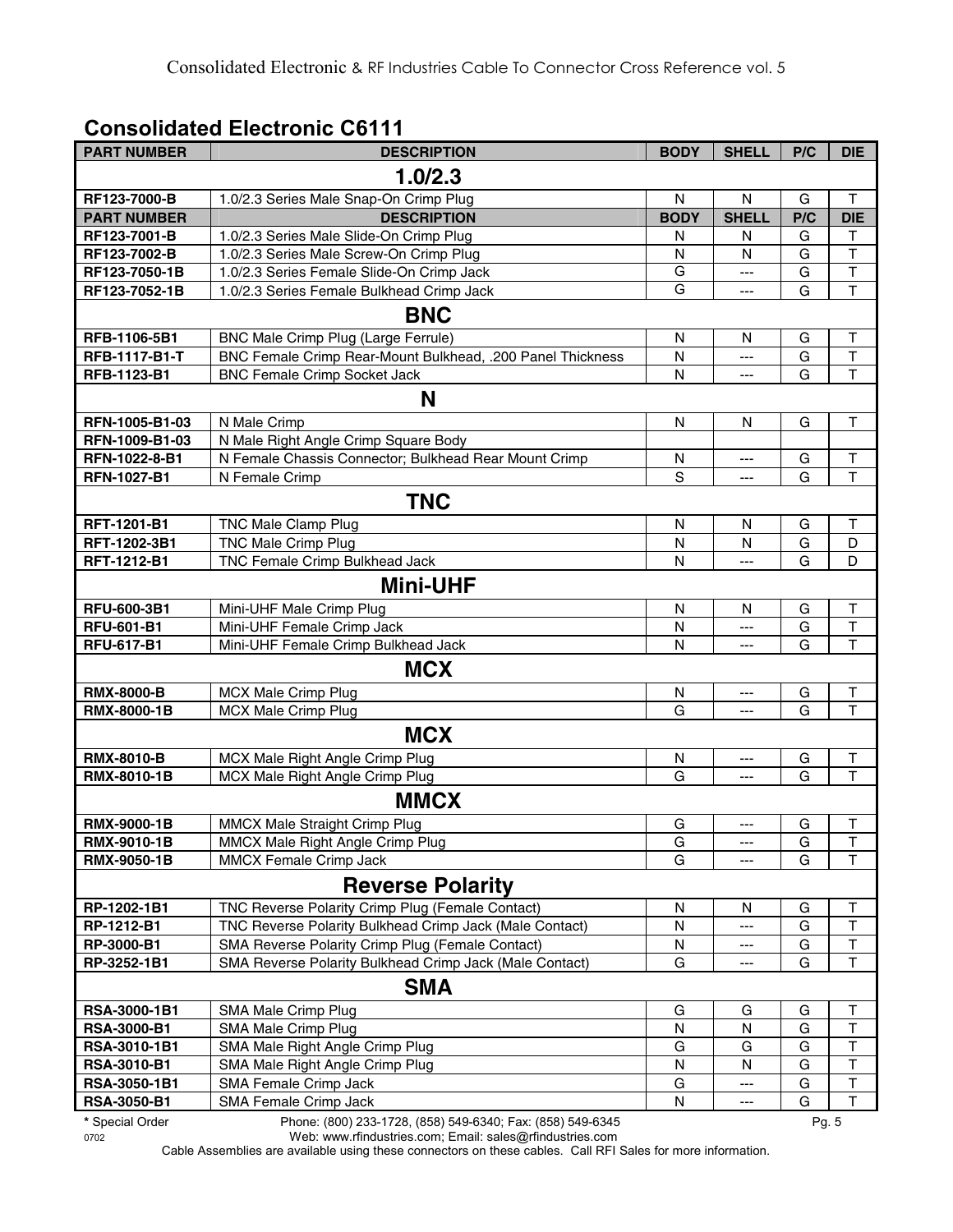## Consolidated Electronic C6111

| PART NUMBER | DESCRIPTION | BODY | SHELL | P/C | DIE |
|---|---|---|---|---|---|
| **1.0/2.3** | | | | | |
| RF123-7000-B | 1.0/2.3 Series Male Snap-On Crimp Plug | N | N | G | T |
| **PART NUMBER** | **DESCRIPTION** | **BODY** | **SHELL** | **P/C** | **DIE** |
| RF123-7001-B | 1.0/2.3 Series Male Slide-On Crimp Plug | N | N | G | T |
| RF123-7002-B | 1.0/2.3 Series Male Screw-On Crimp Plug | N | N | G | T |
| RF123-7050-1B | 1.0/2.3 Series Female Slide-On Crimp Jack | G | --- | G | T |
| RF123-7052-1B | 1.0/2.3 Series Female Bulkhead Crimp Jack | G | --- | G | T |
| **BNC** | | | | | |
| RFB-1106-5B1 | BNC Male Crimp Plug (Large Ferrule) | N | N | G | T |
| RFB-1117-B1-T | BNC Female Crimp Rear-Mount Bulkhead, .200 Panel Thickness | N | --- | G | T |
| RFB-1123-B1 | BNC Female Crimp Socket Jack | N | --- | G | T |
| **N** | | | | | |
| RFN-1005-B1-03 | N Male Crimp | N | N | G | T |
| RFN-1009-B1-03 | N Male Right Angle Crimp Square Body | | | | |
| RFN-1022-8-B1 | N Female Chassis Connector; Bulkhead Rear Mount Crimp | N | --- | G | T |
| RFN-1027-B1 | N Female Crimp | S | --- | G | T |
| **TNC** | | | | | |
| RFT-1201-B1 | TNC Male Clamp Plug | N | N | G | T |
| RFT-1202-3B1 | TNC Male Crimp Plug | N | N | G | D |
| RFT-1212-B1 | TNC Female Crimp Bulkhead Jack | N | --- | G | D |
| **Mini-UHF** | | | | | |
| RFU-600-3B1 | Mini-UHF Male Crimp Plug | N | N | G | T |
| RFU-601-B1 | Mini-UHF Female Crimp Jack | N | --- | G | T |
| RFU-617-B1 | Mini-UHF Female Crimp Bulkhead Jack | N | --- | G | T |
| **MCX** | | | | | |
| RMX-8000-B | MCX Male Crimp Plug | N | --- | G | T |
| RMX-8000-1B | MCX Male Crimp Plug | G | --- | G | T |
| **MCX** | | | | | |
| RMX-8010-B | MCX Male Right Angle Crimp Plug | N | --- | G | T |
| RMX-8010-1B | MCX Male Right Angle Crimp Plug | G | --- | G | T |
| **MMCX** | | | | | |
| RMX-9000-1B | MMCX Male Straight Crimp Plug | G | --- | G | T |
| RMX-9010-1B | MMCX Male Right Angle Crimp Plug | G | --- | G | T |
| RMX-9050-1B | MMCX Female Crimp Jack | G | --- | G | T |
| **Reverse Polarity** | | | | | |
| RP-1202-1B1 | TNC Reverse Polarity Crimp Plug (Female Contact) | N | N | G | T |
| RP-1212-B1 | TNC Reverse Polarity Bulkhead Crimp Jack (Male Contact) | N | --- | G | T |
| RP-3000-B1 | SMA Reverse Polarity Crimp Plug (Female Contact) | N | --- | G | T |
| RP-3252-1B1 | SMA Reverse Polarity Bulkhead Crimp Jack (Male Contact) | G | --- | G | T |
| **SMA** | | | | | |
| RSA-3000-1B1 | SMA Male Crimp Plug | G | G | G | T |
| RSA-3000-B1 | SMA Male Crimp Plug | N | N | G | T |
| RSA-3010-1B1 | SMA Male Right Angle Crimp Plug | G | G | G | T |
| RSA-3010-B1 | SMA Male Right Angle Crimp Plug | N | N | G | T |
| RSA-3050-1B1 | SMA Female Crimp Jack | G | --- | G | T |
| RSA-3050-B1 | SMA Female Crimp Jack | N | --- | G | T |

* Special Order

Phone: (800) 233-1728, (858) 549-6340; Fax: (858) 549-6345

Web: www.rfindustries.com; Email: sales@rfindustries.com

Cable Assemblies are available using these connectors on these cables. Call RFI Sales for more information.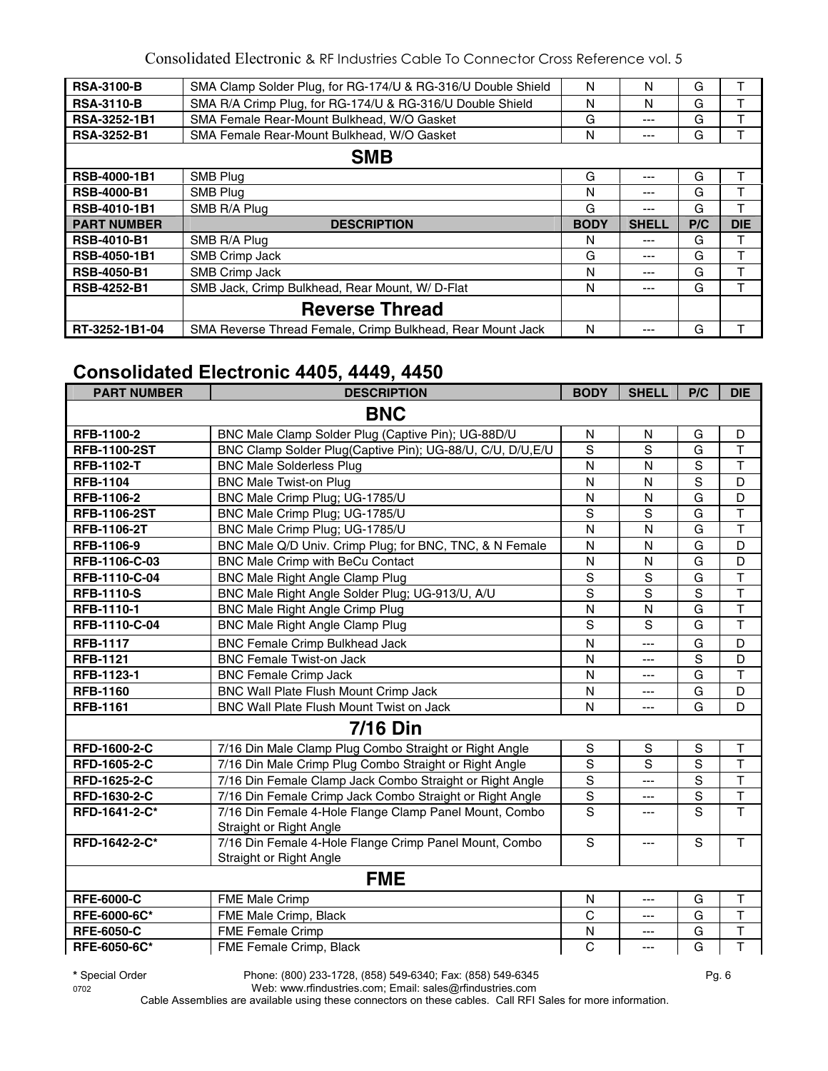| | | | | | |
|---|---|---|---|---|---|
| **RSA-3100-B** | SMA Clamp Solder Plug, for RG-174/U & RG-316/U Double Shield | N | N | G | T |
| **RSA-3110-B** | SMA R/A Crimp Plug, for RG-174/U & RG-316/U Double Shield | N | N | G | T |
| **RSA-3252-1B1** | SMA Female Rear-Mount Bulkhead, W/O Gasket | G | --- | G | T |
| **RSA-3252-B1** | SMA Female Rear-Mount Bulkhead, W/O Gasket | N | --- | G | T |
| | **SMB** | | | | |
| **RSB-4000-1B1** | SMB Plug | G | --- | G | T |
| **RSB-4000-B1** | SMB Plug | N | --- | G | T |
| **RSB-4010-1B1** | SMB R/A Plug | G | --- | G | T |
| **PART NUMBER** | **DESCRIPTION** | **BODY** | **SHELL** | **P/C** | **DIE** |
| **RSB-4010-B1** | SMB R/A Plug | N | --- | G | T |
| **RSB-4050-1B1** | SMB Crimp Jack | G | --- | G | T |
| **RSB-4050-B1** | SMB Crimp Jack | N | --- | G | T |
| **RSB-4252-B1** | SMB Jack, Crimp Bulkhead, Rear Mount, W/ D-Flat | N | --- | G | T |
| | **Reverse Thread** | | | | |
| **RT-3252-1B1-04** | SMA Reverse Thread Female, Crimp Bulkhead, Rear Mount Jack | N | --- | G | T |

## Consolidated Electronic 4405, 4449, 4450

| PART NUMBER | DESCRIPTION | BODY | SHELL | P/C | DIE |
|---|---|---|---|---|---|
| | **BNC** | | | | |
| **RFB-1100-2** | BNC Male Clamp Solder Plug (Captive Pin); UG-88D/U | N | N | G | D |
| **RFB-1100-2ST** | BNC Clamp Solder Plug(Captive Pin); UG-88/U, C/U, D/U,E/U | S | S | G | T |
| **RFB-1102-T** | BNC Male Solderless Plug | N | N | S | T |
| **RFB-1104** | BNC Male Twist-on Plug | N | N | S | D |
| **RFB-1106-2** | BNC Male Crimp Plug; UG-1785/U | N | N | G | D |
| **RFB-1106-2ST** | BNC Male Crimp Plug; UG-1785/U | S | S | G | T |
| **RFB-1106-2T** | BNC Male Crimp Plug; UG-1785/U | N | N | G | T |
| **RFB-1106-9** | BNC Male Q/D Univ. Crimp Plug; for BNC, TNC, & N Female | N | N | G | D |
| **RFB-1106-C-03** | BNC Male Crimp with BeCu Contact | N | N | G | D |
| **RFB-1110-C-04** | BNC Male Right Angle Clamp Plug | S | S | G | T |
| **RFB-1110-S** | BNC Male Right Angle Solder Plug; UG-913/U, A/U | S | S | S | T |
| **RFB-1110-1** | BNC Male Right Angle Crimp Plug | N | N | G | T |
| **RFB-1110-C-04** | BNC Male Right Angle Clamp Plug | S | S | G | T |
| **RFB-1117** | BNC Female Crimp Bulkhead Jack | N | --- | G | D |
| **RFB-1121** | BNC Female Twist-on Jack | N | --- | S | D |
| **RFB-1123-1** | BNC Female Crimp Jack | N | --- | G | T |
| **RFB-1160** | BNC Wall Plate Flush Mount Crimp Jack | N | --- | G | D |
| **RFB-1161** | BNC Wall Plate Flush Mount Twist on Jack | N | --- | G | D |
| | **7/16 Din** | | | | |
| **RFD-1600-2-C** | 7/16 Din Male Clamp Plug Combo Straight or Right Angle | S | S | S | T |
| **RFD-1605-2-C** | 7/16 Din Male Crimp Plug Combo Straight or Right Angle | S | S | S | T |
| **RFD-1625-2-C** | 7/16 Din Female Clamp Jack Combo Straight or Right Angle | S | --- | S | T |
| **RFD-1630-2-C** | 7/16 Din Female Crimp Jack Combo Straight or Right Angle | S | --- | S | T |
| **RFD-1641-2-C*** | 7/16 Din Female 4-Hole Flange Clamp Panel Mount, Combo Straight or Right Angle | S | --- | S | T |
| **RFD-1642-2-C*** | 7/16 Din Female 4-Hole Flange Crimp Panel Mount, Combo Straight or Right Angle | S | --- | S | T |
| | **FME** | | | | |
| **RFE-6000-C** | FME Male Crimp | N | --- | G | T |
| **RFE-6000-6C*** | FME Male Crimp, Black | C | --- | G | T |
| **RFE-6050-C** | FME Female Crimp | N | --- | G | T |
| **RFE-6050-6C*** | FME Female Crimp, Black | C | --- | G | T |

**\*** Special Order

Phone: (800) 233-1728, (858) 549-6340; Fax: (858) 549-6345
Web: www.rfindustries.com; Email: sales@rfindustries.com
Cable Assemblies are available using these connectors on these cables. Call RFI Sales for more information.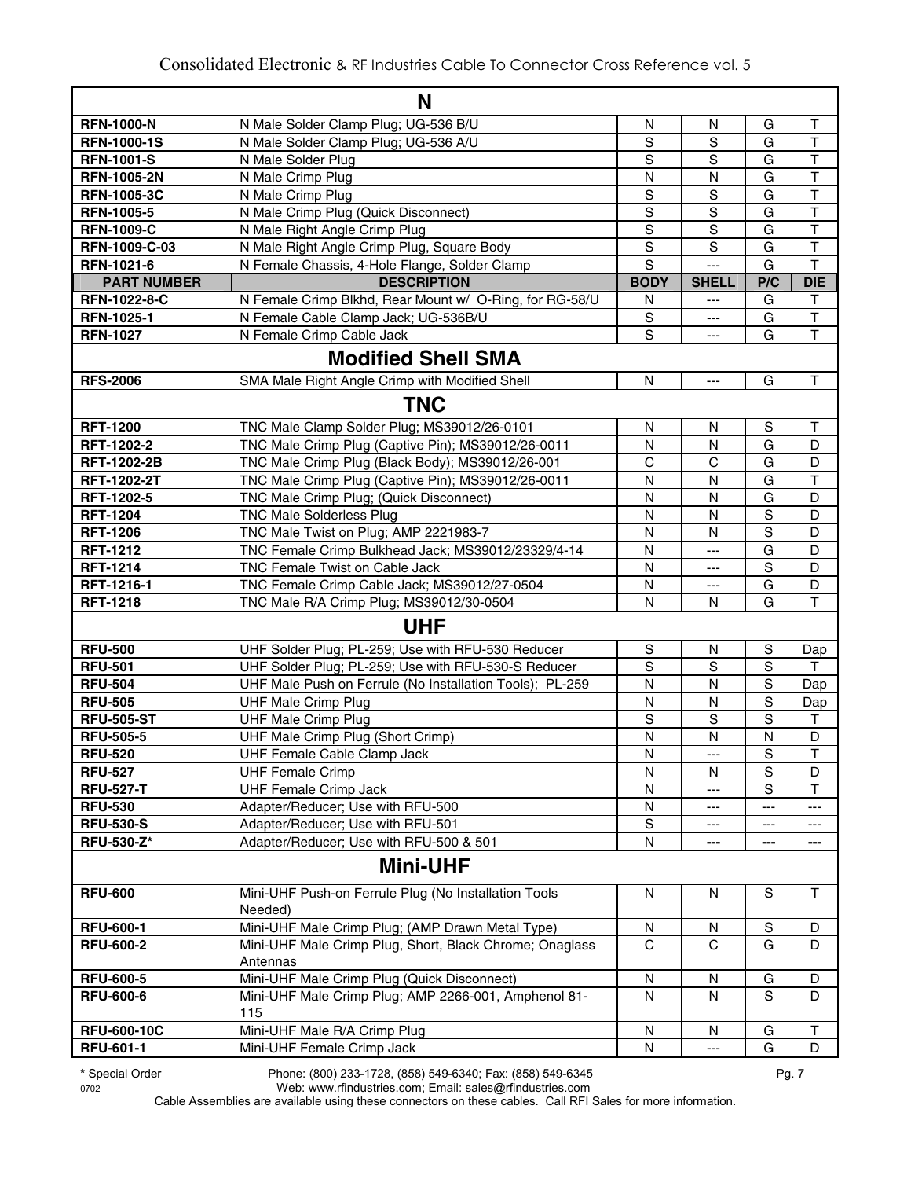| N | | | | | |
|---|---|---|---|---|---|
| **RFN-1000-N** | N Male Solder Clamp Plug; UG-536 B/U | N | N | G | T |
| **RFN-1000-1S** | N Male Solder Clamp Plug; UG-536 A/U | S | S | G | T |
| **RFN-1001-S** | N Male Solder Plug | S | S | G | T |
| **RFN-1005-2N** | N Male Crimp Plug | N | N | G | T |
| **RFN-1005-3C** | N Male Crimp Plug | S | S | G | T |
| **RFN-1005-5** | N Male Crimp Plug (Quick Disconnect) | S | S | G | T |
| **RFN-1009-C** | N Male Right Angle Crimp Plug | S | S | G | T |
| **RFN-1009-C-03** | N Male Right Angle Crimp Plug, Square Body | S | S | G | T |
| **RFN-1021-6** | N Female Chassis, 4-Hole Flange, Solder Clamp | S | --- | G | T |
| **PART NUMBER** | **DESCRIPTION** | **BODY** | **SHELL** | **P/C** | **DIE** |
| **RFN-1022-8-C** | N Female Crimp Blkhd, Rear Mount w/ O-Ring, for RG-58/U | N | --- | G | T |
| **RFN-1025-1** | N Female Cable Clamp Jack; UG-536B/U | S | --- | G | T |
| **RFN-1027** | N Female Crimp Cable Jack | S | --- | G | T |
| **Modified Shell SMA** | | | | | |
| **RFS-2006** | SMA Male Right Angle Crimp with Modified Shell | N | --- | G | T |
| **TNC** | | | | | |
| **RFT-1200** | TNC Male Clamp Solder Plug; MS39012/26-0101 | N | N | S | T |
| **RFT-1202-2** | TNC Male Crimp Plug (Captive Pin); MS39012/26-0011 | N | N | G | D |
| **RFT-1202-2B** | TNC Male Crimp Plug (Black Body); MS39012/26-001 | C | C | G | D |
| **RFT-1202-2T** | TNC Male Crimp Plug (Captive Pin); MS39012/26-0011 | N | N | G | T |
| **RFT-1202-5** | TNC Male Crimp Plug; (Quick Disconnect) | N | N | G | D |
| **RFT-1204** | TNC Male Solderless Plug | N | N | S | D |
| **RFT-1206** | TNC Male Twist on Plug; AMP 2221983-7 | N | N | S | D |
| **RFT-1212** | TNC Female Crimp Bulkhead Jack; MS39012/23329/4-14 | N | --- | G | D |
| **RFT-1214** | TNC Female Twist on Cable Jack | N | --- | S | D |
| **RFT-1216-1** | TNC Female Crimp Cable Jack; MS39012/27-0504 | N | --- | G | D |
| **RFT-1218** | TNC Male R/A Crimp Plug; MS39012/30-0504 | N | N | G | T |
| **UHF** | | | | | |
| **RFU-500** | UHF Solder Plug; PL-259; Use with RFU-530 Reducer | S | N | S | Dap |
| **RFU-501** | UHF Solder Plug; PL-259; Use with RFU-530-S Reducer | S | S | S | T |
| **RFU-504** | UHF Male Push on Ferrule (No Installation Tools); PL-259 | N | N | S | Dap |
| **RFU-505** | UHF Male Crimp Plug | N | N | S | Dap |
| **RFU-505-ST** | UHF Male Crimp Plug | S | S | S | T |
| **RFU-505-5** | UHF Male Crimp Plug (Short Crimp) | N | N | N | D |
| **RFU-520** | UHF Female Cable Clamp Jack | N | --- | S | T |
| **RFU-527** | UHF Female Crimp | N | N | S | D |
| **RFU-527-T** | UHF Female Crimp Jack | N | --- | S | T |
| **RFU-530** | Adapter/Reducer; Use with RFU-500 | N | --- | --- | --- |
| **RFU-530-S** | Adapter/Reducer; Use with RFU-501 | S | --- | --- | --- |
| **RFU-530-Z*** | Adapter/Reducer; Use with RFU-500 & 501 | N | --- | --- | --- |
| **Mini-UHF** | | | | | |
| **RFU-600** | Mini-UHF Push-on Ferrule Plug (No Installation Tools Needed) | N | N | S | T |
| **RFU-600-1** | Mini-UHF Male Crimp Plug; (AMP Drawn Metal Type) | N | N | S | D |
| **RFU-600-2** | Mini-UHF Male Crimp Plug, Short, Black Chrome; Onaglass Antennas | C | C | G | D |
| **RFU-600-5** | Mini-UHF Male Crimp Plug (Quick Disconnect) | N | N | G | D |
| **RFU-600-6** | Mini-UHF Male Crimp Plug; AMP 2266-001, Amphenol 81-115 | N | N | S | D |
| **RFU-600-10C** | Mini-UHF Male R/A Crimp Plug | N | N | G | T |
| **RFU-601-1** | Mini-UHF Female Crimp Jack | N | --- | G | D |

**\*** Special Order

Cable Assemblies are available using these connectors on these cables. Call RFI Sales for more information.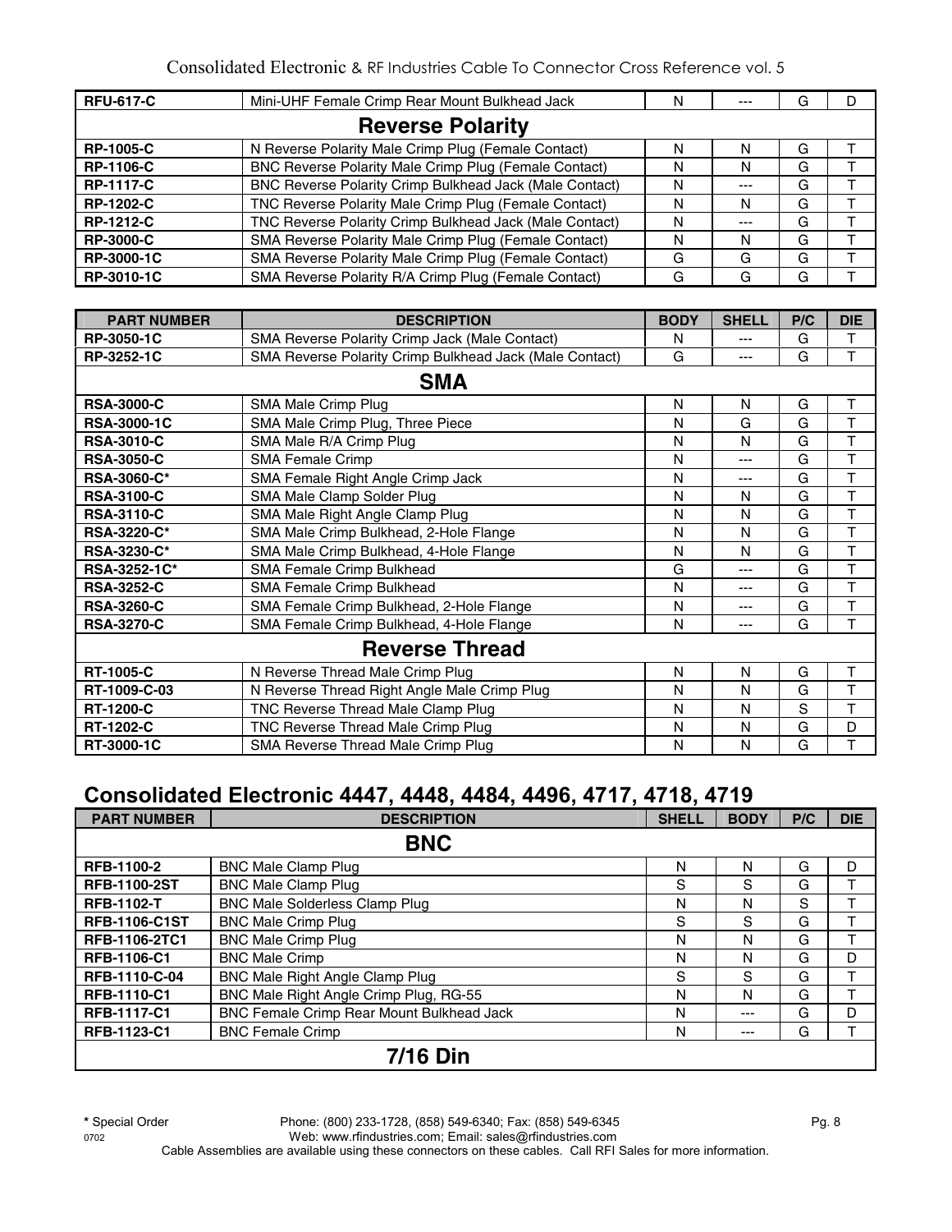| | | | | | |
|---|---|---|---|---|---|
| RFU-617-C | Mini-UHF Female Crimp Rear Mount Bulkhead Jack | N | --- | G | D |
| **Reverse Polarity** | | | | | |
| RP-1005-C | N Reverse Polarity Male Crimp Plug (Female Contact) | N | N | G | T |
| RP-1106-C | BNC Reverse Polarity Male Crimp Plug (Female Contact) | N | N | G | T |
| RP-1117-C | BNC Reverse Polarity Crimp Bulkhead Jack (Male Contact) | N | --- | G | T |
| RP-1202-C | TNC Reverse Polarity Male Crimp Plug (Female Contact) | N | N | G | T |
| RP-1212-C | TNC Reverse Polarity Crimp Bulkhead Jack (Male Contact) | N | --- | G | T |
| RP-3000-C | SMA Reverse Polarity Male Crimp Plug (Female Contact) | N | N | G | T |
| RP-3000-1C | SMA Reverse Polarity Male Crimp Plug (Female Contact) | G | G | G | T |
| RP-3010-1C | SMA Reverse Polarity R/A Crimp Plug (Female Contact) | G | G | G | T |

| PART NUMBER | DESCRIPTION | BODY | SHELL | P/C | DIE |
|---|---|---|---|---|---|
| RP-3050-1C | SMA Reverse Polarity Crimp Jack (Male Contact) | N | --- | G | T |
| RP-3252-1C | SMA Reverse Polarity Crimp Bulkhead Jack (Male Contact) | G | --- | G | T |
| **SMA** | | | | | |
| RSA-3000-C | SMA Male Crimp Plug | N | N | G | T |
| RSA-3000-1C | SMA Male Crimp Plug, Three Piece | N | G | G | T |
| RSA-3010-C | SMA Male R/A Crimp Plug | N | N | G | T |
| RSA-3050-C | SMA Female Crimp | N | --- | G | T |
| RSA-3060-C* | SMA Female Right Angle Crimp Jack | N | --- | G | T |
| RSA-3100-C | SMA Male Clamp Solder Plug | N | N | G | T |
| RSA-3110-C | SMA Male Right Angle Clamp Plug | N | N | G | T |
| RSA-3220-C* | SMA Male Crimp Bulkhead, 2-Hole Flange | N | N | G | T |
| RSA-3230-C* | SMA Male Crimp Bulkhead, 4-Hole Flange | N | N | G | T |
| RSA-3252-1C* | SMA Female Crimp Bulkhead | G | --- | G | T |
| RSA-3252-C | SMA Female Crimp Bulkhead | N | --- | G | T |
| RSA-3260-C | SMA Female Crimp Bulkhead, 2-Hole Flange | N | --- | G | T |
| RSA-3270-C | SMA Female Crimp Bulkhead, 4-Hole Flange | N | --- | G | T |
| **Reverse Thread** | | | | | |
| RT-1005-C | N Reverse Thread Male Crimp Plug | N | N | G | T |
| RT-1009-C-03 | N Reverse Thread Right Angle Male Crimp Plug | N | N | G | T |
| RT-1200-C | TNC Reverse Thread Male Clamp Plug | N | N | S | T |
| RT-1202-C | TNC Reverse Thread Male Crimp Plug | N | N | G | D |
| RT-3000-1C | SMA Reverse Thread Male Crimp Plug | N | N | G | T |

## Consolidated Electronic 4447, 4448, 4484, 4496, 4717, 4718, 4719

| PART NUMBER | DESCRIPTION | SHELL | BODY | P/C | DIE |
|---|---|---|---|---|---|
| **BNC** | | | | | |
| RFB-1100-2 | BNC Male Clamp Plug | N | N | G | D |
| RFB-1100-2ST | BNC Male Clamp Plug | S | S | G | T |
| RFB-1102-T | BNC Male Solderless Clamp Plug | N | N | S | T |
| RFB-1106-C1ST | BNC Male Crimp Plug | S | S | G | T |
| RFB-1106-2TC1 | BNC Male Crimp Plug | N | N | G | T |
| RFB-1106-C1 | BNC Male Crimp | N | N | G | D |
| RFB-1110-C-04 | BNC Male Right Angle Clamp Plug | S | S | G | T |
| RFB-1110-C1 | BNC Male Right Angle Crimp Plug, RG-55 | N | N | G | T |
| RFB-1117-C1 | BNC Female Crimp Rear Mount Bulkhead Jack | N | --- | G | D |
| RFB-1123-C1 | BNC Female Crimp | N | --- | G | T |
| **7/16 Din** | | | | | |

* Special Order

Phone: (800) 233-1728, (858) 549-6340; Fax: (858) 549-6345
Web: www.rfindustries.com; Email: sales@rfindustries.com
Cable Assemblies are available using these connectors on these cables. Call RFI Sales for more information.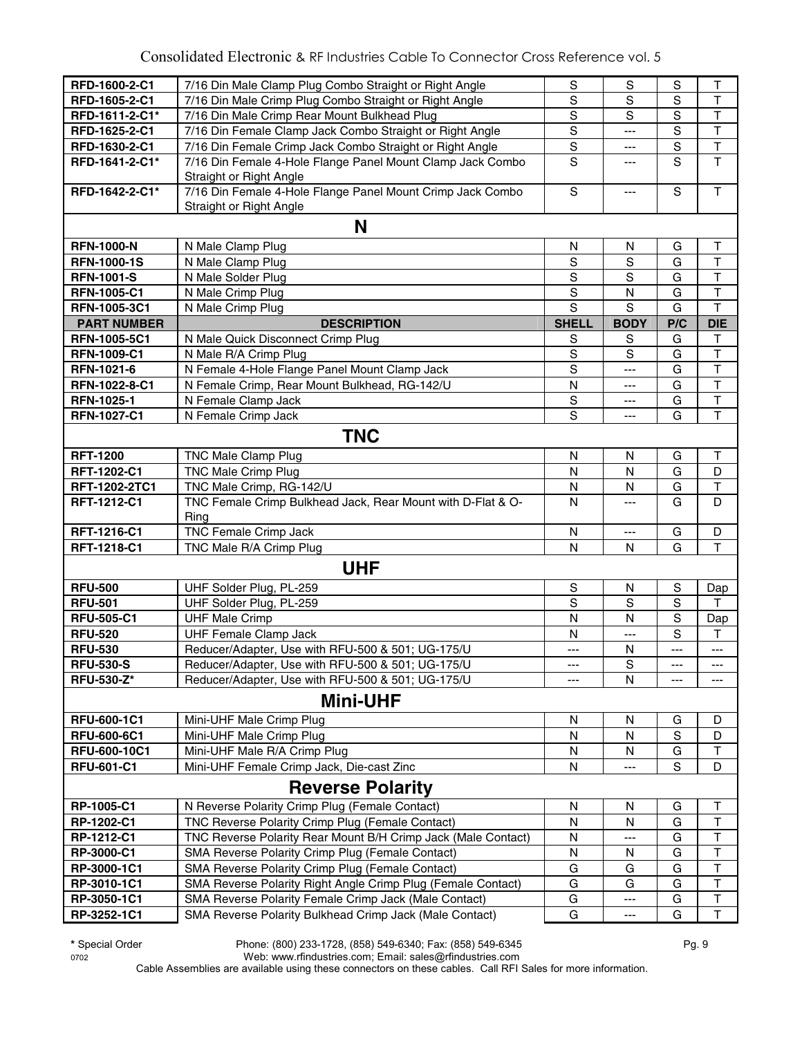| | | | | | |
|---|---|---|---|---|---|
| RFD-1600-2-C1 | 7/16 Din Male Clamp Plug Combo Straight or Right Angle | S | S | S | T |
| RFD-1605-2-C1 | 7/16 Din Male Crimp Plug Combo Straight or Right Angle | S | S | S | T |
| RFD-1611-2-C1* | 7/16 Din Male Crimp Rear Mount Bulkhead Plug | S | S | S | T |
| RFD-1625-2-C1 | 7/16 Din Female Clamp Jack Combo Straight or Right Angle | S | --- | S | T |
| RFD-1630-2-C1 | 7/16 Din Female Crimp Jack Combo Straight or Right Angle | S | --- | S | T |
| RFD-1641-2-C1* | 7/16 Din Female 4-Hole Flange Panel Mount Clamp Jack Combo Straight or Right Angle | S | --- | S | T |
| RFD-1642-2-C1* | 7/16 Din Female 4-Hole Flange Panel Mount Crimp Jack Combo Straight or Right Angle | S | --- | S | T |
| **N** | | | | | |
| RFN-1000-N | N Male Clamp Plug | N | N | G | T |
| RFN-1000-1S | N Male Clamp Plug | S | S | G | T |
| RFN-1001-S | N Male Solder Plug | S | S | G | T |
| RFN-1005-C1 | N Male Crimp Plug | S | N | G | T |
| RFN-1005-3C1 | N Male Crimp Plug | S | S | G | T |
| **PART NUMBER** | **DESCRIPTION** | **SHELL** | **BODY** | **P/C** | **DIE** |
| RFN-1005-5C1 | N Male Quick Disconnect Crimp Plug | S | S | G | T |
| RFN-1009-C1 | N Male R/A Crimp Plug | S | S | G | T |
| RFN-1021-6 | N Female 4-Hole Flange Panel Mount Clamp Jack | S | --- | G | T |
| RFN-1022-8-C1 | N Female Crimp, Rear Mount Bulkhead, RG-142/U | N | --- | G | T |
| RFN-1025-1 | N Female Clamp Jack | S | --- | G | T |
| RFN-1027-C1 | N Female Crimp Jack | S | --- | G | T |
| **TNC** | | | | | |
| RFT-1200 | TNC Male Clamp Plug | N | N | G | T |
| RFT-1202-C1 | TNC Male Crimp Plug | N | N | G | D |
| RFT-1202-2TC1 | TNC Male Crimp, RG-142/U | N | N | G | T |
| RFT-1212-C1 | TNC Female Crimp Bulkhead Jack, Rear Mount with D-Flat & O-Ring | N | --- | G | D |
| RFT-1216-C1 | TNC Female Crimp Jack | N | --- | G | D |
| RFT-1218-C1 | TNC Male R/A Crimp Plug | N | N | G | T |
| **UHF** | | | | | |
| RFU-500 | UHF Solder Plug, PL-259 | S | N | S | Dap |
| RFU-501 | UHF Solder Plug, PL-259 | S | S | S | T |
| RFU-505-C1 | UHF Male Crimp | N | N | S | Dap |
| RFU-520 | UHF Female Clamp Jack | N | --- | S | T |
| RFU-530 | Reducer/Adapter, Use with RFU-500 & 501; UG-175/U | --- | N | --- | --- |
| RFU-530-S | Reducer/Adapter, Use with RFU-500 & 501; UG-175/U | --- | S | --- | --- |
| RFU-530-Z* | Reducer/Adapter, Use with RFU-500 & 501; UG-175/U | --- | N | --- | --- |
| **Mini-UHF** | | | | | |
| RFU-600-1C1 | Mini-UHF Male Crimp Plug | N | N | G | D |
| RFU-600-6C1 | Mini-UHF Male Crimp Plug | N | N | S | D |
| RFU-600-10C1 | Mini-UHF Male R/A Crimp Plug | N | N | G | T |
| RFU-601-C1 | Mini-UHF Female Crimp Jack, Die-cast Zinc | N | --- | S | D |
| **Reverse Polarity** | | | | | |
| RP-1005-C1 | N Reverse Polarity Crimp Plug (Female Contact) | N | N | G | T |
| RP-1202-C1 | TNC Reverse Polarity Crimp Plug (Female Contact) | N | N | G | T |
| RP-1212-C1 | TNC Reverse Polarity Rear Mount B/H Crimp Jack (Male Contact) | N | --- | G | T |
| RP-3000-C1 | SMA Reverse Polarity Crimp Plug (Female Contact) | N | N | G | T |
| RP-3000-1C1 | SMA Reverse Polarity Crimp Plug (Female Contact) | G | G | G | T |
| RP-3010-1C1 | SMA Reverse Polarity Right Angle Crimp Plug (Female Contact) | G | G | G | T |
| RP-3050-1C1 | SMA Reverse Polarity Female Crimp Jack (Male Contact) | G | --- | G | T |
| RP-3252-1C1 | SMA Reverse Polarity Bulkhead Crimp Jack (Male Contact) | G | --- | G | T |

* Special Order

Phone: (800) 233-1728, (858) 549-6340; Fax: (858) 549-6345
Web: www.rfindustries.com; Email: sales@rfindustries.com

Cable Assemblies are available using these connectors on these cables. Call RFI Sales for more information.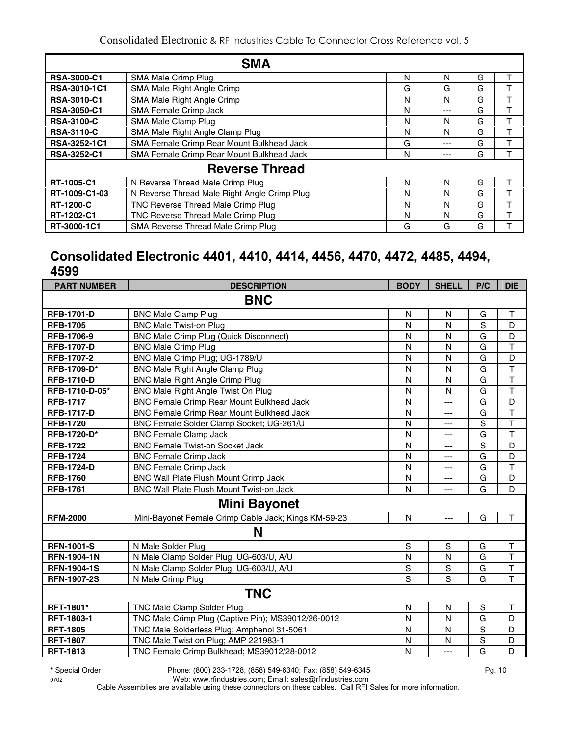| | SMA | | | | |
|---|---|---|---|---|---|
| **RSA-3000-C1** | SMA Male Crimp Plug | N | N | G | T |
| **RSA-3010-1C1** | SMA Male Right Angle Crimp | G | G | G | T |
| **RSA-3010-C1** | SMA Male Right Angle Crimp | N | N | G | T |
| **RSA-3050-C1** | SMA Female Crimp Jack | N | --- | G | T |
| **RSA-3100-C** | SMA Male Clamp Plug | N | N | G | T |
| **RSA-3110-C** | SMA Male Right Angle Clamp Plug | N | N | G | T |
| **RSA-3252-1C1** | SMA Female Crimp Rear Mount Bulkhead Jack | G | --- | G | T |
| **RSA-3252-C1** | SMA Female Crimp Rear Mount Bulkhead Jack | N | --- | G | T |
| | **Reverse Thread** | | | | |
| **RT-1005-C1** | N Reverse Thread Male Crimp Plug | N | N | G | T |
| **RT-1009-C1-03** | N Reverse Thread Male Right Angle Crimp Plug | N | N | G | T |
| **RT-1200-C** | TNC Reverse Thread Male Crimp Plug | N | N | G | T |
| **RT-1202-C1** | TNC Reverse Thread Male Crimp Plug | N | N | G | T |
| **RT-3000-1C1** | SMA Reverse Thread Male Crimp Plug | G | G | G | T |

## Consolidated Electronic 4401, 4410, 4414, 4456, 4470, 4472, 4485, 4494, 4599

| PART NUMBER | DESCRIPTION | BODY | SHELL | P/C | DIE |
|---|---|---|---|---|---|
| | **BNC** | | | | |
| **RFB-1701-D** | BNC Male Clamp Plug | N | N | G | T |
| **RFB-1705** | BNC Male Twist-on Plug | N | N | S | D |
| **RFB-1706-9** | BNC Male Crimp Plug (Quick Disconnect) | N | N | G | D |
| **RFB-1707-D** | BNC Male Crimp Plug | N | N | G | T |
| **RFB-1707-2** | BNC Male Crimp Plug; UG-1789/U | N | N | G | D |
| **RFB-1709-D*** | BNC Male Right Angle Clamp Plug | N | N | G | T |
| **RFB-1710-D** | BNC Male Right Angle Crimp Plug | N | N | G | T |
| **RFB-1710-D-05*** | BNC Male Right Angle Twist On Plug | N | N | G | T |
| **RFB-1717** | BNC Female Crimp Rear Mount Bulkhead Jack | N | --- | G | D |
| **RFB-1717-D** | BNC Female Crimp Rear Mount Bulkhead Jack | N | --- | G | T |
| **RFB-1720** | BNC Female Solder Clamp Socket; UG-261/U | N | --- | S | T |
| **RFB-1720-D*** | BNC Female Clamp Jack | N | --- | G | T |
| **RFB-1722** | BNC Female Twist-on Socket Jack | N | --- | S | D |
| **RFB-1724** | BNC Female Crimp Jack | N | --- | G | D |
| **RFB-1724-D** | BNC Female Crimp Jack | N | --- | G | T |
| **RFB-1760** | BNC Wall Plate Flush Mount Crimp Jack | N | --- | G | D |
| **RFB-1761** | BNC Wall Plate Flush Mount Twist-on Jack | N | --- | G | D |
| | **Mini Bayonet** | | | | |
| **RFM-2000** | Mini-Bayonet Female Crimp Cable Jack; Kings KM-59-23 | N | --- | G | T |
| | **N** | | | | |
| **RFN-1001-S** | N Male Solder Plug | S | S | G | T |
| **RFN-1904-1N** | N Male Clamp Solder Plug; UG-603/U, A/U | N | N | G | T |
| **RFN-1904-1S** | N Male Clamp Solder Plug; UG-603/U, A/U | S | S | G | T |
| **RFN-1907-2S** | N Male Crimp Plug | S | S | G | T |
| | **TNC** | | | | |
| **RFT-1801*** | TNC Male Clamp Solder Plug | N | N | S | T |
| **RFT-1803-1** | TNC Male Crimp Plug (Captive Pin); MS39012/26-0012 | N | N | G | D |
| **RFT-1805** | TNC Male Solderless Plug; Amphenol 31-5061 | N | N | S | D |
| **RFT-1807** | TNC Male Twist on Plug; AMP 221983-1 | N | N | S | D |
| **RFT-1813** | TNC Female Crimp Bulkhead; MS39012/28-0012 | N | --- | G | D |

**\*** Special Order

Cable Assemblies are available using these connectors on these cables. Call RFI Sales for more information.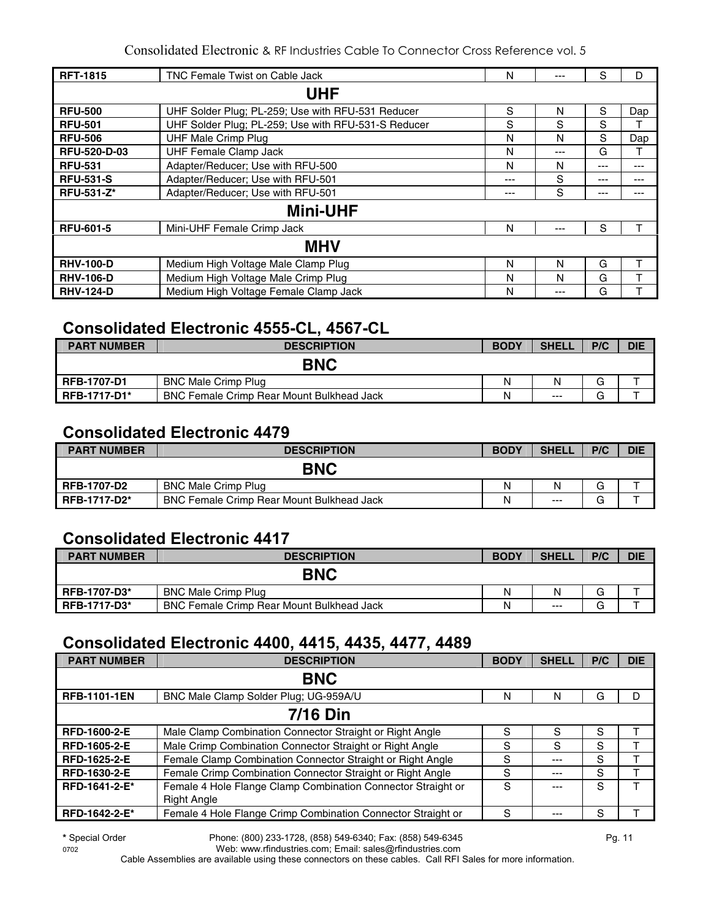| | | | | | |
|---|---|---|---|---|---|
| **RFT-1815** | TNC Female Twist on Cable Jack | N | --- | S | D |
| | **UHF** | | | | |
| **RFU-500** | UHF Solder Plug; PL-259; Use with RFU-531 Reducer | S | N | S | Dap |
| **RFU-501** | UHF Solder Plug; PL-259; Use with RFU-531-S Reducer | S | S | S | T |
| **RFU-506** | UHF Male Crimp Plug | N | N | S | Dap |
| **RFU-520-D-03** | UHF Female Clamp Jack | N | --- | G | T |
| **RFU-531** | Adapter/Reducer; Use with RFU-500 | N | N | --- | --- |
| **RFU-531-S** | Adapter/Reducer; Use with RFU-501 | --- | S | --- | --- |
| **RFU-531-Z*** | Adapter/Reducer; Use with RFU-501 | --- | S | --- | --- |
| | **Mini-UHF** | | | | |
| **RFU-601-5** | Mini-UHF Female Crimp Jack | N | --- | S | T |
| | **MHV** | | | | |
| **RHV-100-D** | Medium High Voltage Male Clamp Plug | N | N | G | T |
| **RHV-106-D** | Medium High Voltage Male Crimp Plug | N | N | G | T |
| **RHV-124-D** | Medium High Voltage Female Clamp Jack | N | --- | G | T |

## Consolidated Electronic 4555-CL, 4567-CL

| PART NUMBER | DESCRIPTION | BODY | SHELL | P/C | DIE |
|---|---|---|---|---|---|
| | **BNC** | | | | |
| **RFB-1707-D1** | BNC Male Crimp Plug | N | N | G | T |
| **RFB-1717-D1*** | BNC Female Crimp Rear Mount Bulkhead Jack | N | --- | G | T |

## Consolidated Electronic 4479

| PART NUMBER | DESCRIPTION | BODY | SHELL | P/C | DIE |
|---|---|---|---|---|---|
| | **BNC** | | | | |
| **RFB-1707-D2** | BNC Male Crimp Plug | N | N | G | T |
| **RFB-1717-D2*** | BNC Female Crimp Rear Mount Bulkhead Jack | N | --- | G | T |

## Consolidated Electronic 4417

| PART NUMBER | DESCRIPTION | BODY | SHELL | P/C | DIE |
|---|---|---|---|---|---|
| | **BNC** | | | | |
| **RFB-1707-D3*** | BNC Male Crimp Plug | N | N | G | T |
| **RFB-1717-D3*** | BNC Female Crimp Rear Mount Bulkhead Jack | N | --- | G | T |

## Consolidated Electronic 4400, 4415, 4435, 4477, 4489

| PART NUMBER | DESCRIPTION | BODY | SHELL | P/C | DIE |
|---|---|---|---|---|---|
| | **BNC** | | | | |
| **RFB-1101-1EN** | BNC Male Clamp Solder Plug; UG-959A/U | N | N | G | D |
| | **7/16 Din** | | | | |
| **RFD-1600-2-E** | Male Clamp Combination Connector Straight or Right Angle | S | S | S | T |
| **RFD-1605-2-E** | Male Crimp Combination Connector Straight or Right Angle | S | S | S | T |
| **RFD-1625-2-E** | Female Clamp Combination Connector Straight or Right Angle | S | --- | S | T |
| **RFD-1630-2-E** | Female Crimp Combination Connector Straight or Right Angle | S | --- | S | T |
| **RFD-1641-2-E*** | Female 4 Hole Flange Clamp Combination Connector Straight or Right Angle | S | --- | S | T |
| **RFD-1642-2-E*** | Female 4 Hole Flange Crimp Combination Connector Straight or | S | --- | S | T |

**\*** Special Order

Phone: (800) 233-1728, (858) 549-6340; Fax: (858) 549-6345
Web: www.rfindustries.com; Email: sales@rfindustries.com

Cable Assemblies are available using these connectors on these cables. Call RFI Sales for more information.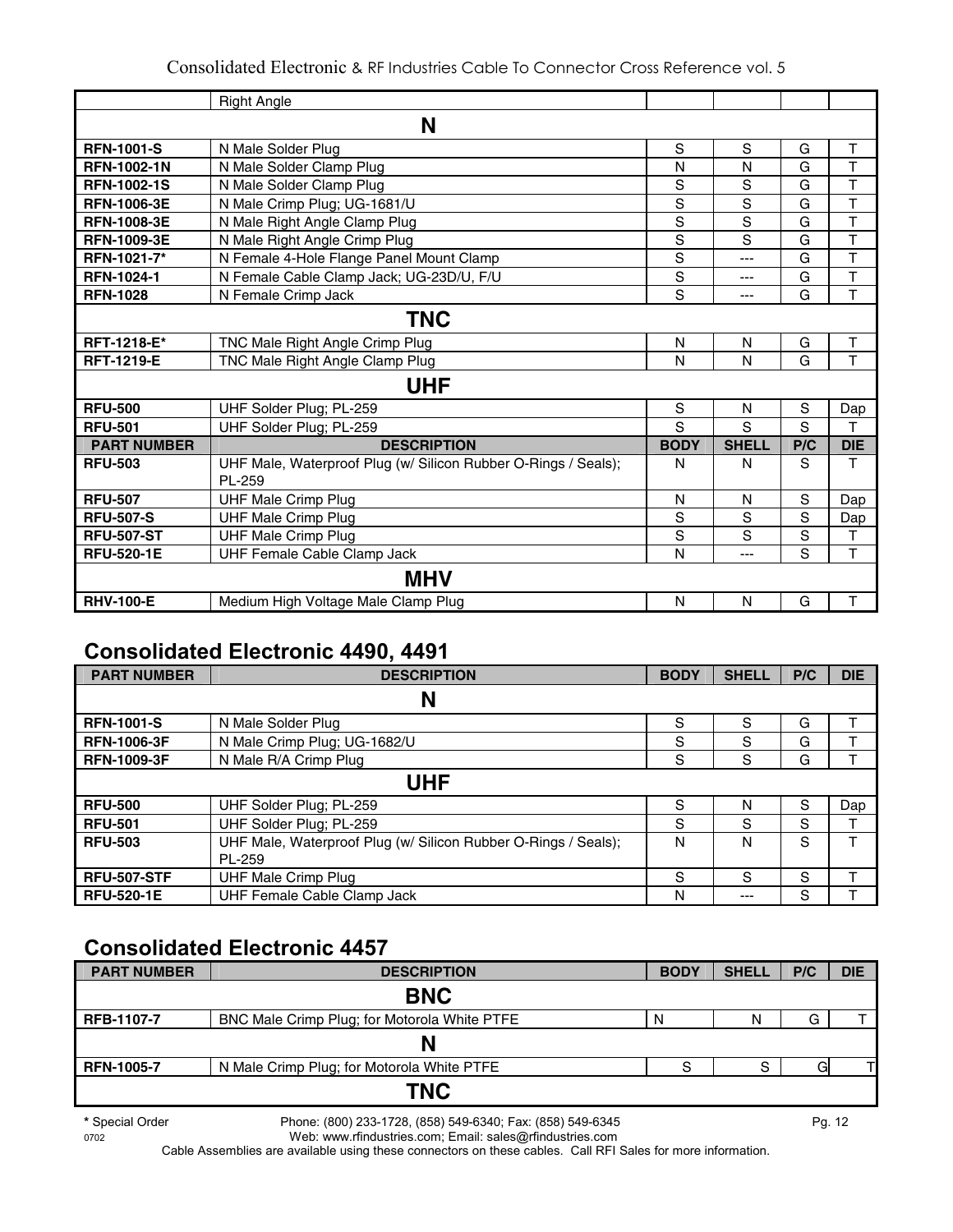| | Right Angle | | | | |
|---|---|---|---|---|---|
| **N** | | | | | |
| **RFN-1001-S** | N Male Solder Plug | S | S | G | T |
| **RFN-1002-1N** | N Male Solder Clamp Plug | N | N | G | T |
| **RFN-1002-1S** | N Male Solder Clamp Plug | S | S | G | T |
| **RFN-1006-3E** | N Male Crimp Plug; UG-1681/U | S | S | G | T |
| **RFN-1008-3E** | N Male Right Angle Clamp Plug | S | S | G | T |
| **RFN-1009-3E** | N Male Right Angle Crimp Plug | S | S | G | T |
| **RFN-1021-7*** | N Female 4-Hole Flange Panel Mount Clamp | S | --- | G | T |
| **RFN-1024-1** | N Female Cable Clamp Jack; UG-23D/U, F/U | S | --- | G | T |
| **RFN-1028** | N Female Crimp Jack | S | --- | G | T |
| **TNC** | | | | | |
| **RFT-1218-E*** | TNC Male Right Angle Crimp Plug | N | N | G | T |
| **RFT-1219-E** | TNC Male Right Angle Clamp Plug | N | N | G | T |
| **UHF** | | | | | |
| **RFU-500** | UHF Solder Plug; PL-259 | S | N | S | Dap |
| **RFU-501** | UHF Solder Plug; PL-259 | S | S | S | T |
| **PART NUMBER** | **DESCRIPTION** | **BODY** | **SHELL** | **P/C** | **DIE** |
| **RFU-503** | UHF Male, Waterproof Plug (w/ Silicon Rubber O-Rings / Seals); PL-259 | N | N | S | T |
| **RFU-507** | UHF Male Crimp Plug | N | N | S | Dap |
| **RFU-507-S** | UHF Male Crimp Plug | S | S | S | Dap |
| **RFU-507-ST** | UHF Male Crimp Plug | S | S | S | T |
| **RFU-520-1E** | UHF Female Cable Clamp Jack | N | --- | S | T |
| **MHV** | | | | | |
| **RHV-100-E** | Medium High Voltage Male Clamp Plug | N | N | G | T |

## Consolidated Electronic 4490, 4491

| PART NUMBER | DESCRIPTION | BODY | SHELL | P/C | DIE |
|---|---|---|---|---|---|
| **N** | | | | | |
| **RFN-1001-S** | N Male Solder Plug | S | S | G | T |
| **RFN-1006-3F** | N Male Crimp Plug; UG-1682/U | S | S | G | T |
| **RFN-1009-3F** | N Male R/A Crimp Plug | S | S | G | T |
| **UHF** | | | | | |
| **RFU-500** | UHF Solder Plug; PL-259 | S | N | S | Dap |
| **RFU-501** | UHF Solder Plug; PL-259 | S | S | S | T |
| **RFU-503** | UHF Male, Waterproof Plug (w/ Silicon Rubber O-Rings / Seals); PL-259 | N | N | S | T |
| **RFU-507-STF** | UHF Male Crimp Plug | S | S | S | T |
| **RFU-520-1E** | UHF Female Cable Clamp Jack | N | --- | S | T |

## Consolidated Electronic 4457

| PART NUMBER | DESCRIPTION | BODY | SHELL | P/C | DIE |
|---|---|---|---|---|---|
| **BNC** | | | | | |
| **RFB-1107-7** | BNC Male Crimp Plug; for Motorola White PTFE | N | N | G | T |
| **N** | | | | | |
| **RFN-1005-7** | N Male Crimp Plug; for Motorola White PTFE | S | S | G | T |
| **TNC** | | | | | |

**\*** Special Order

Cable Assemblies are available using these connectors on these cables. Call RFI Sales for more information.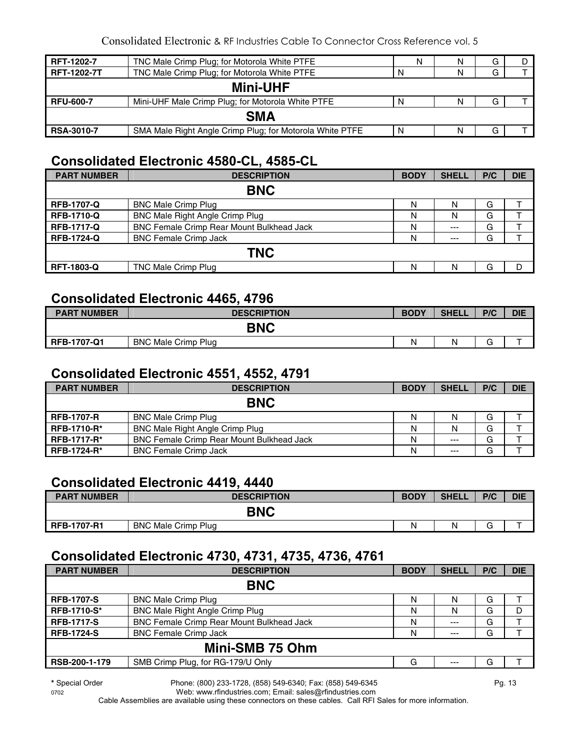| | | | | | |
|---|---|---|---|---|---|
| RFT-1202-7 | TNC Male Crimp Plug; for Motorola White PTFE | N | N | G | D |
| RFT-1202-7T | TNC Male Crimp Plug; for Motorola White PTFE | N | N | G | T |
| **Mini-UHF** | | | | | |
| RFU-600-7 | Mini-UHF Male Crimp Plug; for Motorola White PTFE | N | N | G | T |
| **SMA** | | | | | |
| RSA-3010-7 | SMA Male Right Angle Crimp Plug; for Motorola White PTFE | N | N | G | T |

## Consolidated Electronic 4580-CL, 4585-CL

| PART NUMBER | DESCRIPTION | BODY | SHELL | P/C | DIE |
|---|---|---|---|---|---|
| **BNC** | | | | | |
| RFB-1707-Q | BNC Male Crimp Plug | N | N | G | T |
| RFB-1710-Q | BNC Male Right Angle Crimp Plug | N | N | G | T |
| RFB-1717-Q | BNC Female Crimp Rear Mount Bulkhead Jack | N | --- | G | T |
| RFB-1724-Q | BNC Female Crimp Jack | N | --- | G | T |
| **TNC** | | | | | |
| RFT-1803-Q | TNC Male Crimp Plug | N | N | G | D |

## Consolidated Electronic 4465, 4796

| PART NUMBER | DESCRIPTION | BODY | SHELL | P/C | DIE |
|---|---|---|---|---|---|
| **BNC** | | | | | |
| RFB-1707-Q1 | BNC Male Crimp Plug | N | N | G | T |

## Consolidated Electronic 4551, 4552, 4791

| PART NUMBER | DESCRIPTION | BODY | SHELL | P/C | DIE |
|---|---|---|---|---|---|
| **BNC** | | | | | |
| RFB-1707-R | BNC Male Crimp Plug | N | N | G | T |
| RFB-1710-R* | BNC Male Right Angle Crimp Plug | N | N | G | T |
| RFB-1717-R* | BNC Female Crimp Rear Mount Bulkhead Jack | N | --- | G | T |
| RFB-1724-R* | BNC Female Crimp Jack | N | --- | G | T |

## Consolidated Electronic 4419, 4440

| PART NUMBER | DESCRIPTION | BODY | SHELL | P/C | DIE |
|---|---|---|---|---|---|
| **BNC** | | | | | |
| RFB-1707-R1 | BNC Male Crimp Plug | N | N | G | T |

## Consolidated Electronic 4730, 4731, 4735, 4736, 4761

| PART NUMBER | DESCRIPTION | BODY | SHELL | P/C | DIE |
|---|---|---|---|---|---|
| **BNC** | | | | | |
| RFB-1707-S | BNC Male Crimp Plug | N | N | G | T |
| RFB-1710-S* | BNC Male Right Angle Crimp Plug | N | N | G | D |
| RFB-1717-S | BNC Female Crimp Rear Mount Bulkhead Jack | N | --- | G | T |
| RFB-1724-S | BNC Female Crimp Jack | N | --- | G | T |
| **Mini-SMB 75 Ohm** | | | | | |
| RSB-200-1-179 | SMB Crimp Plug, for RG-179/U Only | G | --- | G | T |

* Special Order

Cable Assemblies are available using these connectors on these cables. Call RFI Sales for more information.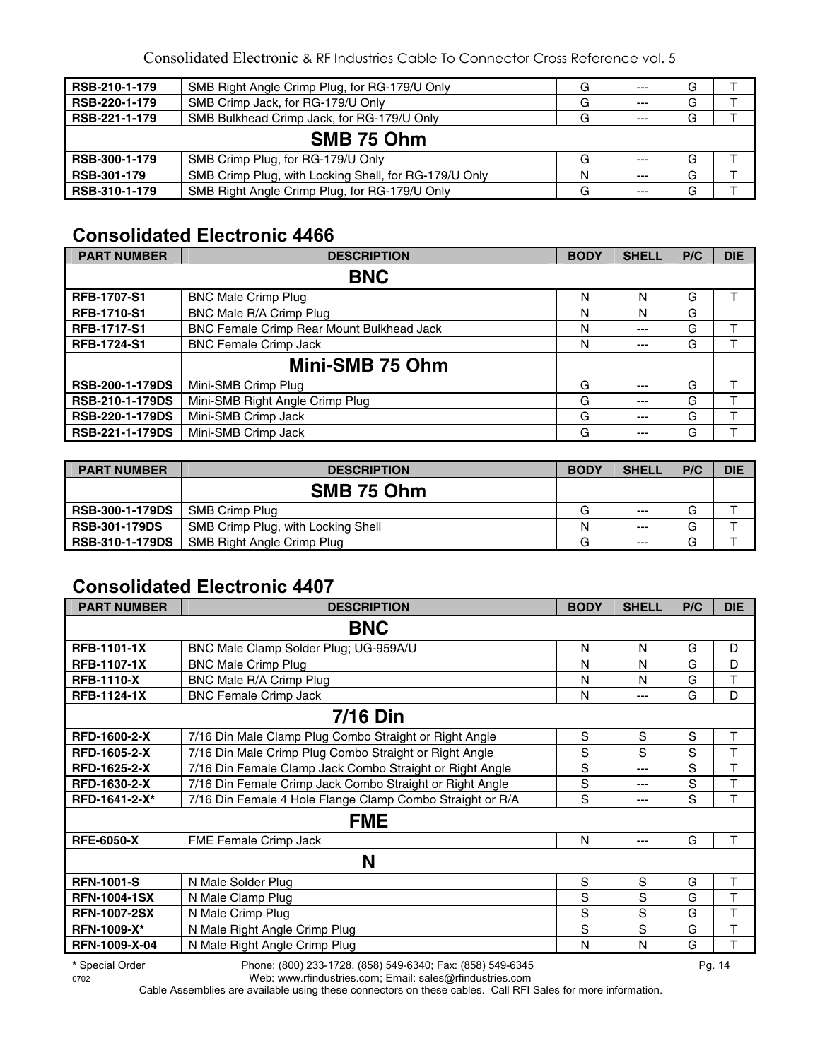| | | | | | |
|---|---|---|---|---|---|
| RSB-210-1-179 | SMB Right Angle Crimp Plug, for RG-179/U Only | G | --- | G | T |
| RSB-220-1-179 | SMB Crimp Jack, for RG-179/U Only | G | --- | G | T |
| RSB-221-1-179 | SMB Bulkhead Crimp Jack, for RG-179/U Only | G | --- | G | T |
| **SMB 75 Ohm** | | | | | |
| RSB-300-1-179 | SMB Crimp Plug, for RG-179/U Only | G | --- | G | T |
| RSB-301-179 | SMB Crimp Plug, with Locking Shell, for RG-179/U Only | N | --- | G | T |
| RSB-310-1-179 | SMB Right Angle Crimp Plug, for RG-179/U Only | G | --- | G | T |

## Consolidated Electronic 4466

| PART NUMBER | DESCRIPTION | BODY | SHELL | P/C | DIE |
|---|---|---|---|---|---|
| **BNC** | | | | | |
| RFB-1707-S1 | BNC Male Crimp Plug | N | N | G | T |
| RFB-1710-S1 | BNC Male R/A Crimp Plug | N | N | G | |
| RFB-1717-S1 | BNC Female Crimp Rear Mount Bulkhead Jack | N | --- | G | T |
| RFB-1724-S1 | BNC Female Crimp Jack | N | --- | G | T |
| | **Mini-SMB 75 Ohm** | | | | |
| RSB-200-1-179DS | Mini-SMB Crimp Plug | G | --- | G | T |
| RSB-210-1-179DS | Mini-SMB Right Angle Crimp Plug | G | --- | G | T |
| RSB-220-1-179DS | Mini-SMB Crimp Jack | G | --- | G | T |
| RSB-221-1-179DS | Mini-SMB Crimp Jack | G | --- | G | T |

| PART NUMBER | DESCRIPTION | BODY | SHELL | P/C | DIE |
|---|---|---|---|---|---|
| | **SMB 75 Ohm** | | | | |
| RSB-300-1-179DS | SMB Crimp Plug | G | --- | G | T |
| RSB-301-179DS | SMB Crimp Plug, with Locking Shell | N | --- | G | T |
| RSB-310-1-179DS | SMB Right Angle Crimp Plug | G | --- | G | T |

## Consolidated Electronic 4407

| PART NUMBER | DESCRIPTION | BODY | SHELL | P/C | DIE |
|---|---|---|---|---|---|
| **BNC** | | | | | |
| RFB-1101-1X | BNC Male Clamp Solder Plug; UG-959A/U | N | N | G | D |
| RFB-1107-1X | BNC Male Crimp Plug | N | N | G | D |
| RFB-1110-X | BNC Male R/A Crimp Plug | N | N | G | T |
| RFB-1124-1X | BNC Female Crimp Jack | N | --- | G | D |
| **7/16 Din** | | | | | |
| RFD-1600-2-X | 7/16 Din Male Clamp Plug Combo Straight or Right Angle | S | S | S | T |
| RFD-1605-2-X | 7/16 Din Male Crimp Plug Combo Straight or Right Angle | S | S | S | T |
| RFD-1625-2-X | 7/16 Din Female Clamp Jack Combo Straight or Right Angle | S | --- | S | T |
| RFD-1630-2-X | 7/16 Din Female Crimp Jack Combo Straight or Right Angle | S | --- | S | T |
| RFD-1641-2-X* | 7/16 Din Female 4 Hole Flange Clamp Combo Straight or R/A | S | --- | S | T |
| **FME** | | | | | |
| RFE-6050-X | FME Female Crimp Jack | N | --- | G | T |
| **N** | | | | | |
| RFN-1001-S | N Male Solder Plug | S | S | G | T |
| RFN-1004-1SX | N Male Clamp Plug | S | S | G | T |
| RFN-1007-2SX | N Male Crimp Plug | S | S | G | T |
| RFN-1009-X* | N Male Right Angle Crimp Plug | S | S | G | T |
| RFN-1009-X-04 | N Male Right Angle Crimp Plug | N | N | G | T |

**\*** Special Order

Cable Assemblies are available using these connectors on these cables. Call RFI Sales for more information.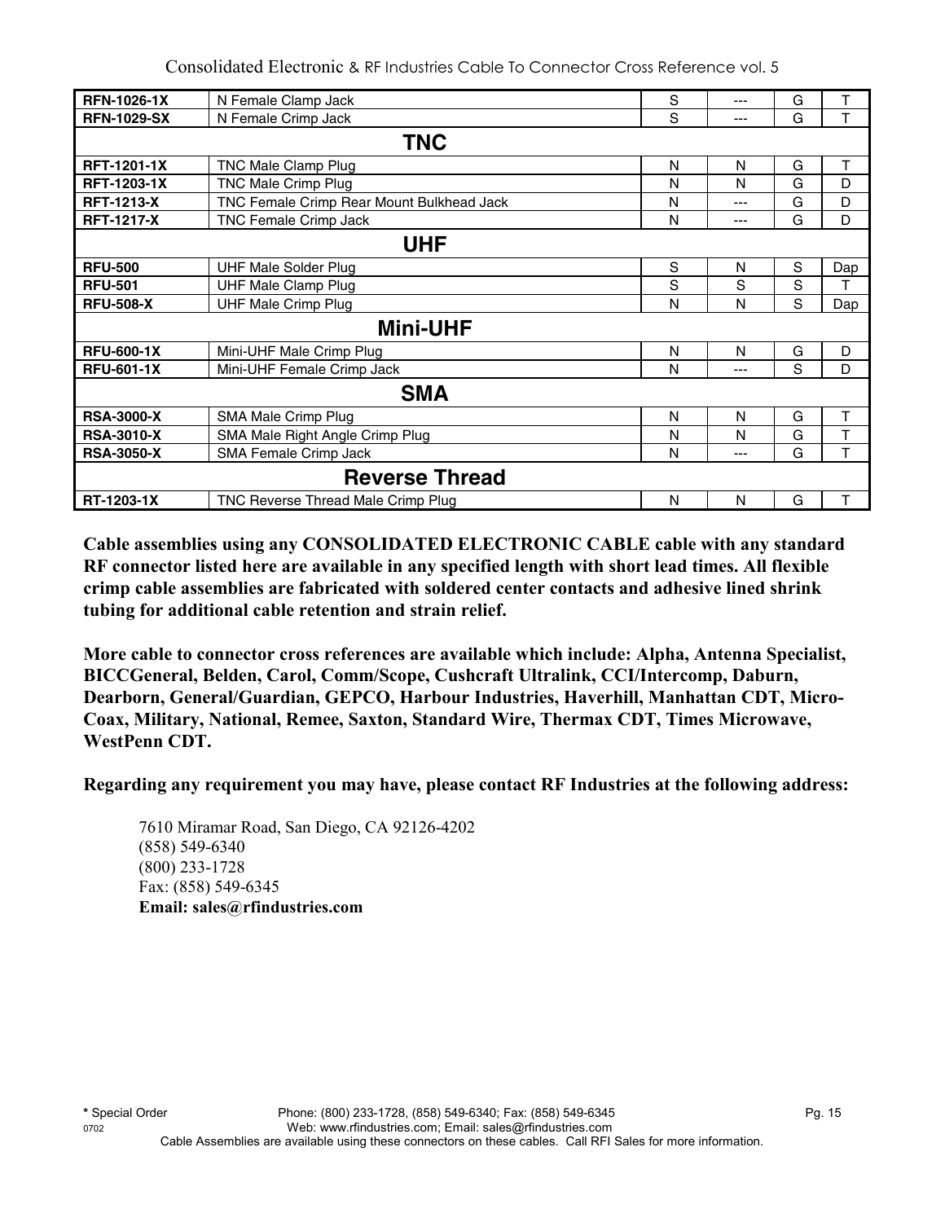| | | | | | |
|---|---|---|---|---|---|
| **RFN-1026-1X** | N Female Clamp Jack | S | --- | G | T |
| **RFN-1029-SX** | N Female Crimp Jack | S | --- | G | T |
| | **TNC** | | | | |
| **RFT-1201-1X** | TNC Male Clamp Plug | N | N | G | T |
| **RFT-1203-1X** | TNC Male Crimp Plug | N | N | G | D |
| **RFT-1213-X** | TNC Female Crimp Rear Mount Bulkhead Jack | N | --- | G | D |
| **RFT-1217-X** | TNC Female Crimp Jack | N | --- | G | D |
| | **UHF** | | | | |
| **RFU-500** | UHF Male Solder Plug | S | N | S | Dap |
| **RFU-501** | UHF Male Clamp Plug | S | S | S | T |
| **RFU-508-X** | UHF Male Crimp Plug | N | N | S | Dap |
| | **Mini-UHF** | | | | |
| **RFU-600-1X** | Mini-UHF Male Crimp Plug | N | N | G | D |
| **RFU-601-1X** | Mini-UHF Female Crimp Jack | N | --- | S | D |
| | **SMA** | | | | |
| **RSA-3000-X** | SMA Male Crimp Plug | N | N | G | T |
| **RSA-3010-X** | SMA Male Right Angle Crimp Plug | N | N | G | T |
| **RSA-3050-X** | SMA Female Crimp Jack | N | --- | G | T |
| | **Reverse Thread** | | | | |
| **RT-1203-1X** | TNC Reverse Thread Male Crimp Plug | N | N | G | T |

**Cable assemblies using any CONSOLIDATED ELECTRONIC CABLE cable with any standard RF connector listed here are available in any specified length with short lead times. All flexible crimp cable assemblies are fabricated with soldered center contacts and adhesive lined shrink tubing for additional cable retention and strain relief.**

**More cable to connector cross references are available which include: Alpha, Antenna Specialist, BICCGeneral, Belden, Carol, Comm/Scope, Cushcraft Ultralink, CCI/Intercomp, Daburn, Dearborn, General/Guardian, GEPCO, Harbour Industries, Haverhill, Manhattan CDT, Micro-Coax, Military, National, Remee, Saxton, Standard Wire, Thermax CDT, Times Microwave, WestPenn CDT.**

**Regarding any requirement you may have, please contact RF Industries at the following address:**

7610 Miramar Road, San Diego, CA 92126-4202
(858) 549-6340
(800) 233-1728
Fax: (858) 549-6345
**Email: sales@rfindustries.com**

**\*** Special Order

Cable Assemblies are available using these connectors on these cables. Call RFI Sales for more information.